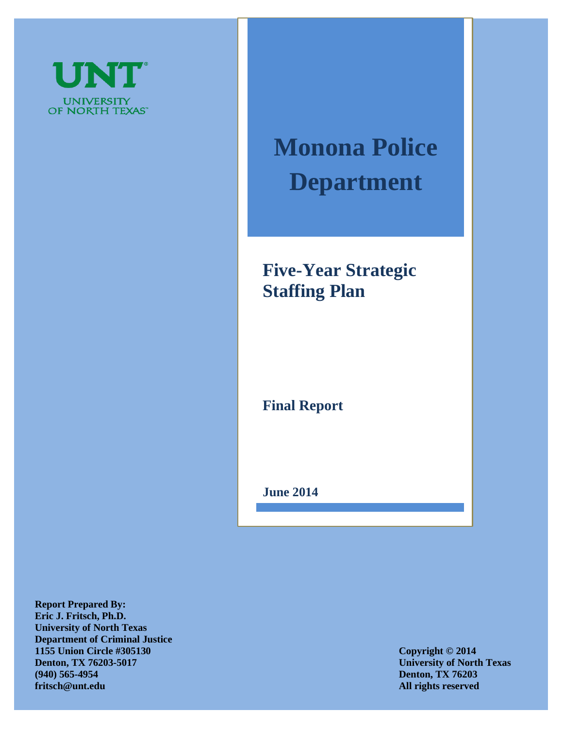UNT
UNIVERSITY OF NORTH TEXAS

# Monona Police Department

## Five-Year Strategic Staffing Plan

**Final Report**

**June 2014**

**Report Prepared By:**
**Eric J. Fritsch, Ph.D.**
**University of North Texas**
**Department of Criminal Justice**
**1155 Union Circle #305130**
**Denton, TX 76203-5017**
**(940) 565-4954**
**fritsch@unt.edu**

**Copyright © 2014**
**University of North Texas**
**Denton, TX 76203**
**All rights reserved**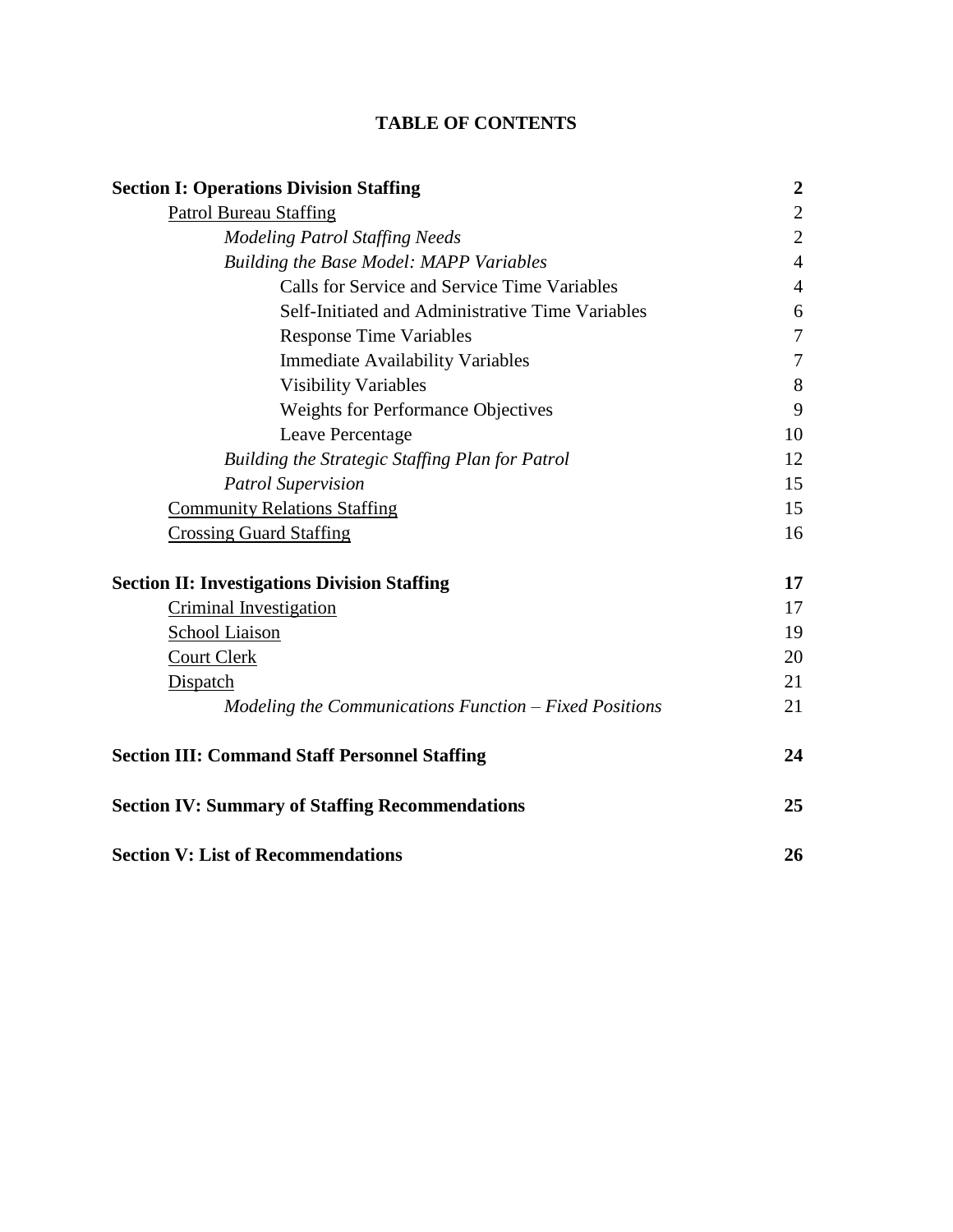# TABLE OF CONTENTS

| | |
|---|---|
| **Section I: Operations Division Staffing** | **2** |
| Patrol Bureau Staffing | 2 |
| *Modeling Patrol Staffing Needs* | 2 |
| *Building the Base Model: MAPP Variables* | 4 |
| Calls for Service and Service Time Variables | 4 |
| Self-Initiated and Administrative Time Variables | 6 |
| Response Time Variables | 7 |
| Immediate Availability Variables | 7 |
| Visibility Variables | 8 |
| Weights for Performance Objectives | 9 |
| Leave Percentage | 10 |
| *Building the Strategic Staffing Plan for Patrol* | 12 |
| *Patrol Supervision* | 15 |
| Community Relations Staffing | 15 |
| Crossing Guard Staffing | 16 |
| **Section II: Investigations Division Staffing** | **17** |
| Criminal Investigation | 17 |
| School Liaison | 19 |
| Court Clerk | 20 |
| Dispatch | 21 |
| *Modeling the Communications Function – Fixed Positions* | 21 |
| **Section III: Command Staff Personnel Staffing** | **24** |
| **Section IV: Summary of Staffing Recommendations** | **25** |
| **Section V: List of Recommendations** | **26** |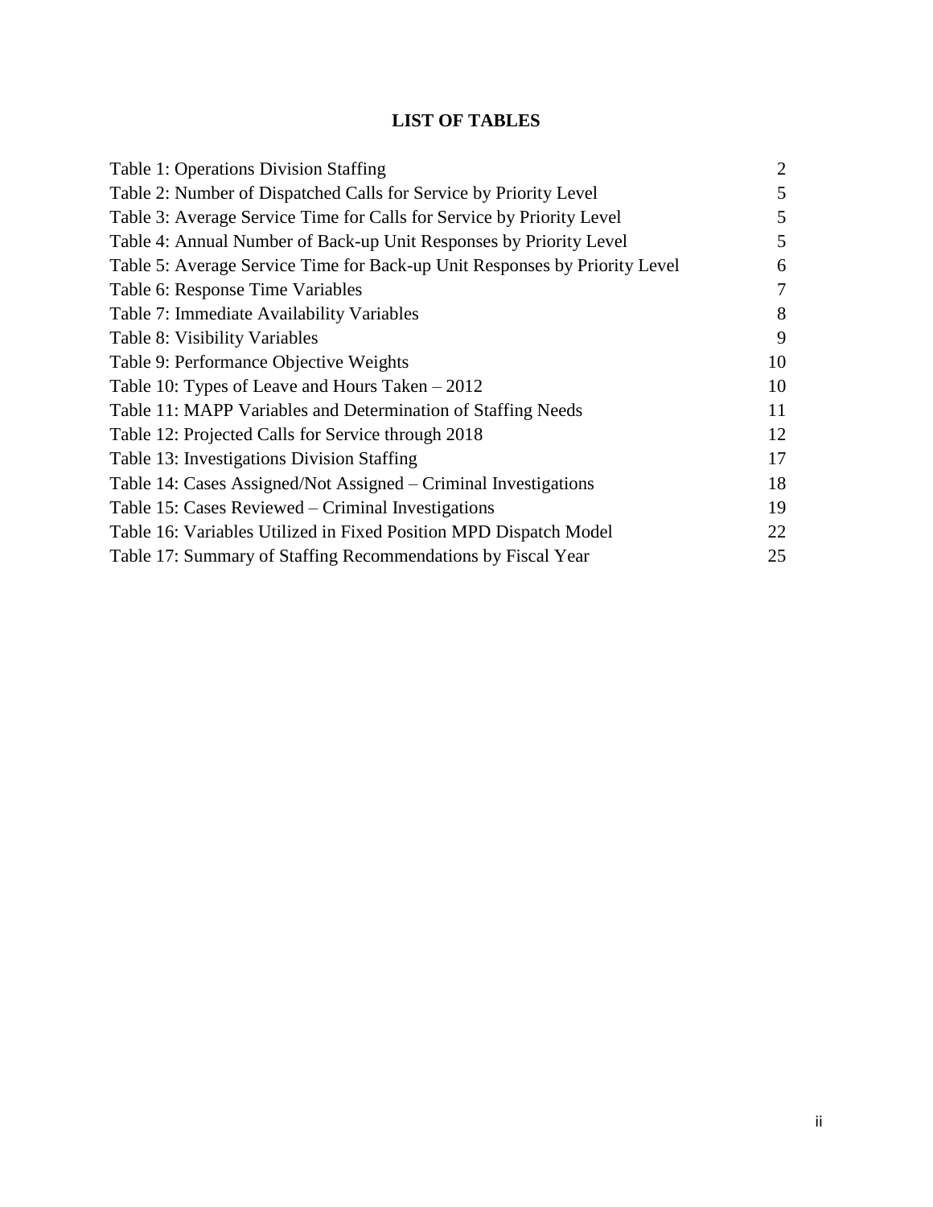# LIST OF TABLES

| | |
|---|---|
| Table 1: Operations Division Staffing | 2 |
| Table 2: Number of Dispatched Calls for Service by Priority Level | 5 |
| Table 3: Average Service Time for Calls for Service by Priority Level | 5 |
| Table 4: Annual Number of Back-up Unit Responses by Priority Level | 5 |
| Table 5: Average Service Time for Back-up Unit Responses by Priority Level | 6 |
| Table 6: Response Time Variables | 7 |
| Table 7: Immediate Availability Variables | 8 |
| Table 8: Visibility Variables | 9 |
| Table 9: Performance Objective Weights | 10 |
| Table 10: Types of Leave and Hours Taken – 2012 | 10 |
| Table 11: MAPP Variables and Determination of Staffing Needs | 11 |
| Table 12: Projected Calls for Service through 2018 | 12 |
| Table 13: Investigations Division Staffing | 17 |
| Table 14: Cases Assigned/Not Assigned – Criminal Investigations | 18 |
| Table 15: Cases Reviewed – Criminal Investigations | 19 |
| Table 16: Variables Utilized in Fixed Position MPD Dispatch Model | 22 |
| Table 17: Summary of Staffing Recommendations by Fiscal Year | 25 |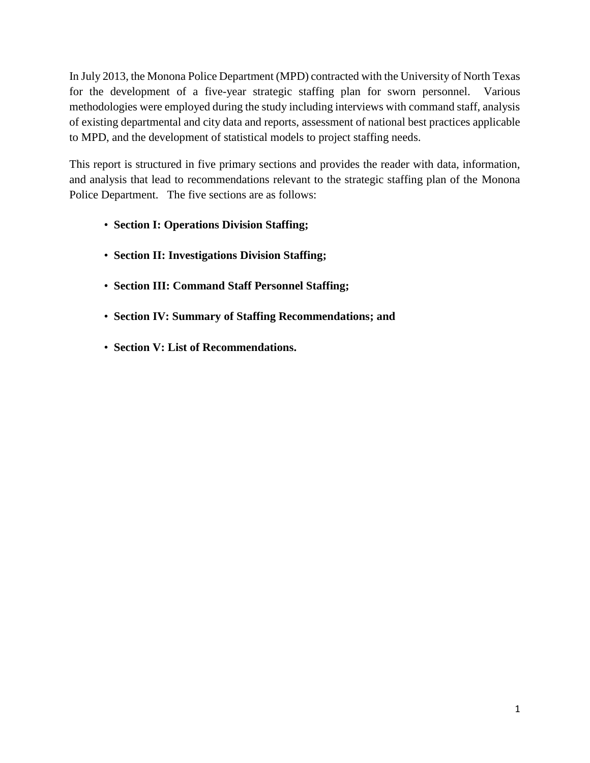In July 2013, the Monona Police Department (MPD) contracted with the University of North Texas for the development of a five-year strategic staffing plan for sworn personnel. Various methodologies were employed during the study including interviews with command staff, analysis of existing departmental and city data and reports, assessment of national best practices applicable to MPD, and the development of statistical models to project staffing needs.

This report is structured in five primary sections and provides the reader with data, information, and analysis that lead to recommendations relevant to the strategic staffing plan of the Monona Police Department. The five sections are as follows:

- **Section I: Operations Division Staffing;**
- **Section II: Investigations Division Staffing;**
- **Section III: Command Staff Personnel Staffing;**
- **Section IV: Summary of Staffing Recommendations; and**
- **Section V: List of Recommendations.**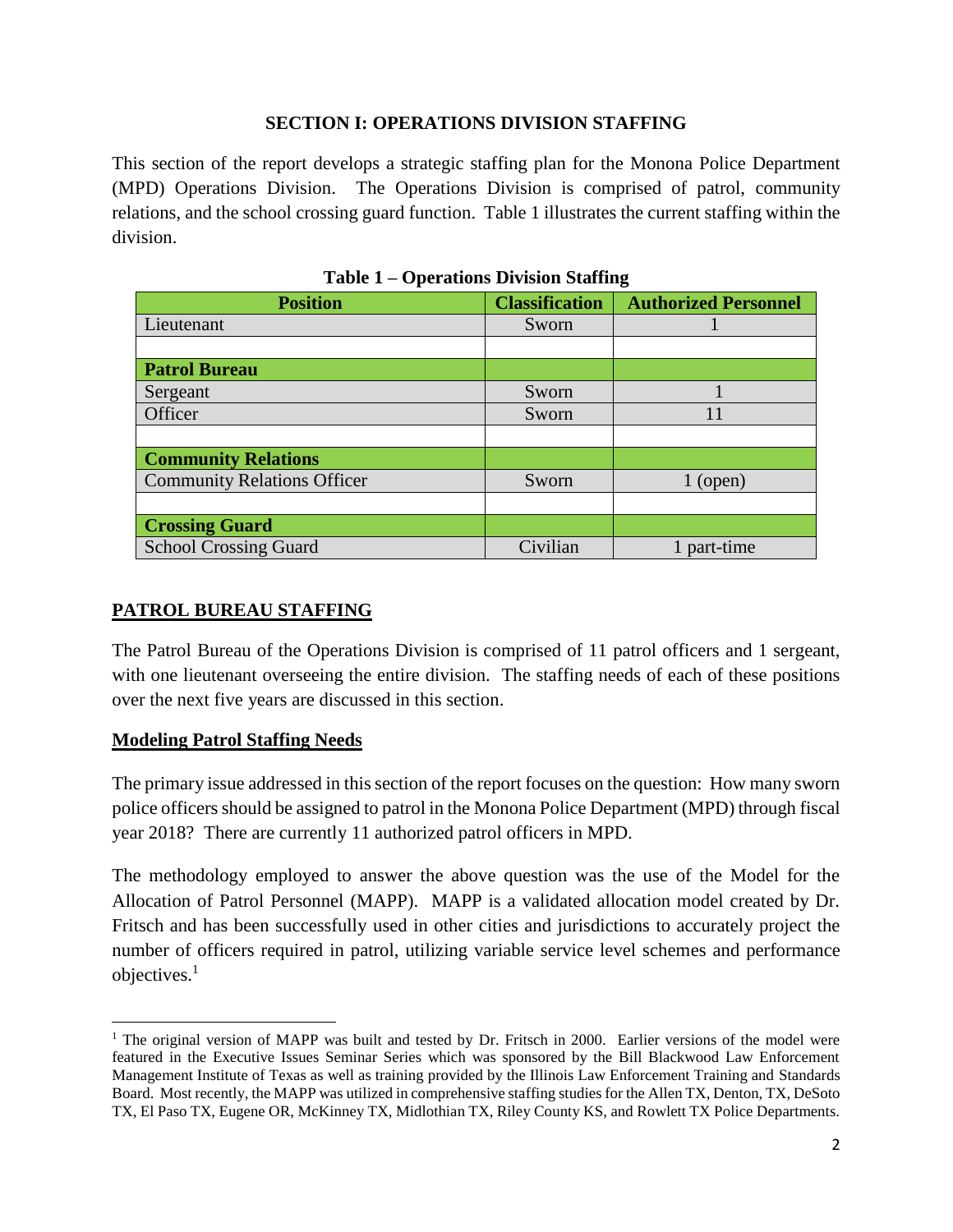## SECTION I: OPERATIONS DIVISION STAFFING

This section of the report develops a strategic staffing plan for the Monona Police Department (MPD) Operations Division. The Operations Division is comprised of patrol, community relations, and the school crossing guard function. Table 1 illustrates the current staffing within the division.

**Table 1 – Operations Division Staffing**

| Position | Classification | Authorized Personnel |
|---|---|---|
| Lieutenant | Sworn | 1 |
| | | |
| **Patrol Bureau** | | |
| Sergeant | Sworn | 1 |
| Officer | Sworn | 11 |
| | | |
| **Community Relations** | | |
| Community Relations Officer | Sworn | 1 (open) |
| | | |
| **Crossing Guard** | | |
| School Crossing Guard | Civilian | 1 part-time |

### PATROL BUREAU STAFFING

The Patrol Bureau of the Operations Division is comprised of 11 patrol officers and 1 sergeant, with one lieutenant overseeing the entire division. The staffing needs of each of these positions over the next five years are discussed in this section.

### Modeling Patrol Staffing Needs

The primary issue addressed in this section of the report focuses on the question: How many sworn police officers should be assigned to patrol in the Monona Police Department (MPD) through fiscal year 2018? There are currently 11 authorized patrol officers in MPD.

The methodology employed to answer the above question was the use of the Model for the Allocation of Patrol Personnel (MAPP). MAPP is a validated allocation model created by Dr. Fritsch and has been successfully used in other cities and jurisdictions to accurately project the number of officers required in patrol, utilizing variable service level schemes and performance objectives.[1]

[1] The original version of MAPP was built and tested by Dr. Fritsch in 2000. Earlier versions of the model were featured in the Executive Issues Seminar Series which was sponsored by the Bill Blackwood Law Enforcement Management Institute of Texas as well as training provided by the Illinois Law Enforcement Training and Standards Board. Most recently, the MAPP was utilized in comprehensive staffing studies for the Allen TX, Denton, TX, DeSoto TX, El Paso TX, Eugene OR, McKinney TX, Midlothian TX, Riley County KS, and Rowlett TX Police Departments.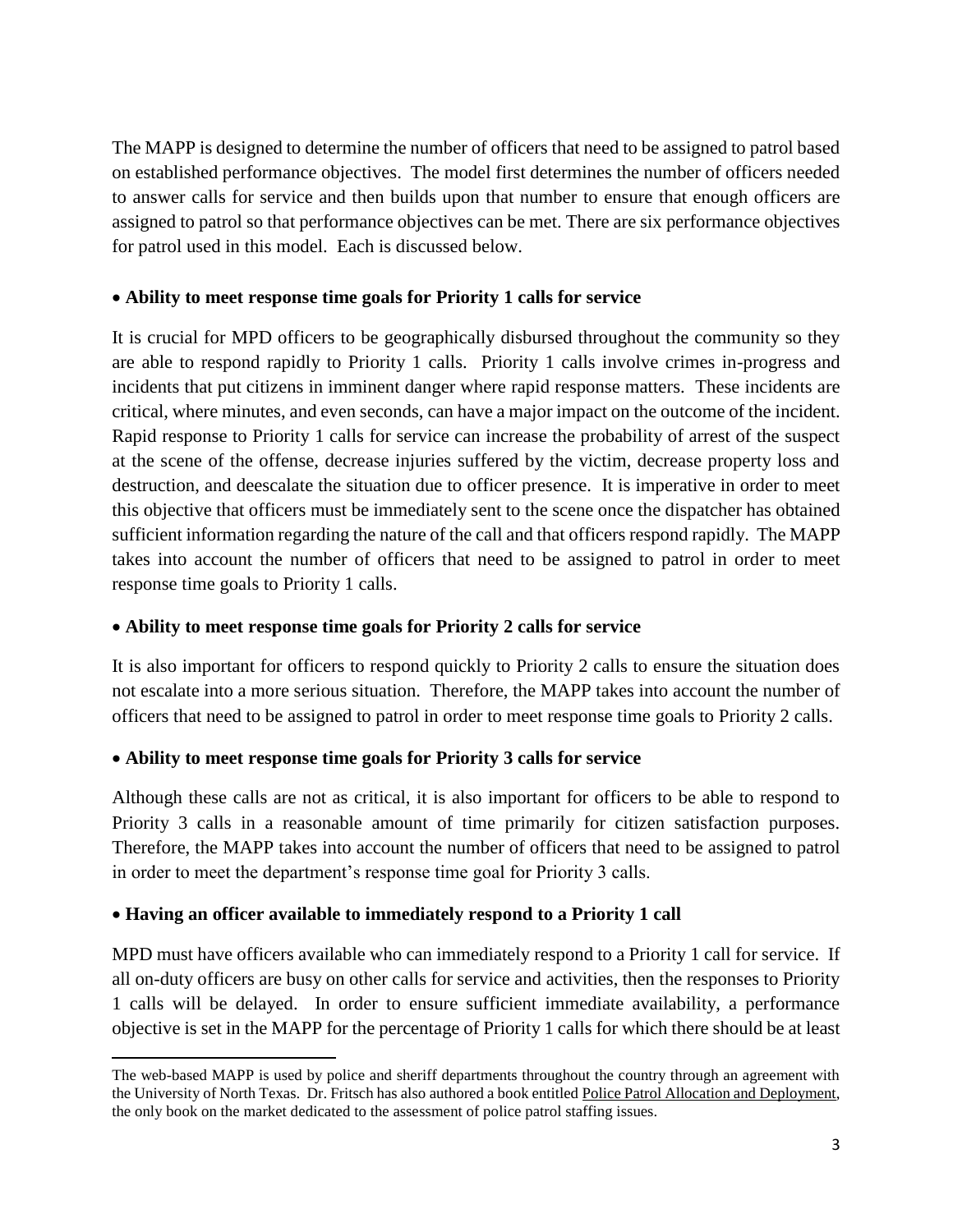The MAPP is designed to determine the number of officers that need to be assigned to patrol based on established performance objectives. The model first determines the number of officers needed to answer calls for service and then builds upon that number to ensure that enough officers are assigned to patrol so that performance objectives can be met. There are six performance objectives for patrol used in this model. Each is discussed below.

- **Ability to meet response time goals for Priority 1 calls for service**

It is crucial for MPD officers to be geographically disbursed throughout the community so they are able to respond rapidly to Priority 1 calls. Priority 1 calls involve crimes in-progress and incidents that put citizens in imminent danger where rapid response matters. These incidents are critical, where minutes, and even seconds, can have a major impact on the outcome of the incident. Rapid response to Priority 1 calls for service can increase the probability of arrest of the suspect at the scene of the offense, decrease injuries suffered by the victim, decrease property loss and destruction, and deescalate the situation due to officer presence. It is imperative in order to meet this objective that officers must be immediately sent to the scene once the dispatcher has obtained sufficient information regarding the nature of the call and that officers respond rapidly. The MAPP takes into account the number of officers that need to be assigned to patrol in order to meet response time goals to Priority 1 calls.

- **Ability to meet response time goals for Priority 2 calls for service**

It is also important for officers to respond quickly to Priority 2 calls to ensure the situation does not escalate into a more serious situation. Therefore, the MAPP takes into account the number of officers that need to be assigned to patrol in order to meet response time goals to Priority 2 calls.

- **Ability to meet response time goals for Priority 3 calls for service**

Although these calls are not as critical, it is also important for officers to be able to respond to Priority 3 calls in a reasonable amount of time primarily for citizen satisfaction purposes. Therefore, the MAPP takes into account the number of officers that need to be assigned to patrol in order to meet the department's response time goal for Priority 3 calls.

- **Having an officer available to immediately respond to a Priority 1 call**

MPD must have officers available who can immediately respond to a Priority 1 call for service. If all on-duty officers are busy on other calls for service and activities, then the responses to Priority 1 calls will be delayed. In order to ensure sufficient immediate availability, a performance objective is set in the MAPP for the percentage of Priority 1 calls for which there should be at least

---

The web-based MAPP is used by police and sheriff departments throughout the country through an agreement with the University of North Texas. Dr. Fritsch has also authored a book entitled Police Patrol Allocation and Deployment, the only book on the market dedicated to the assessment of police patrol staffing issues.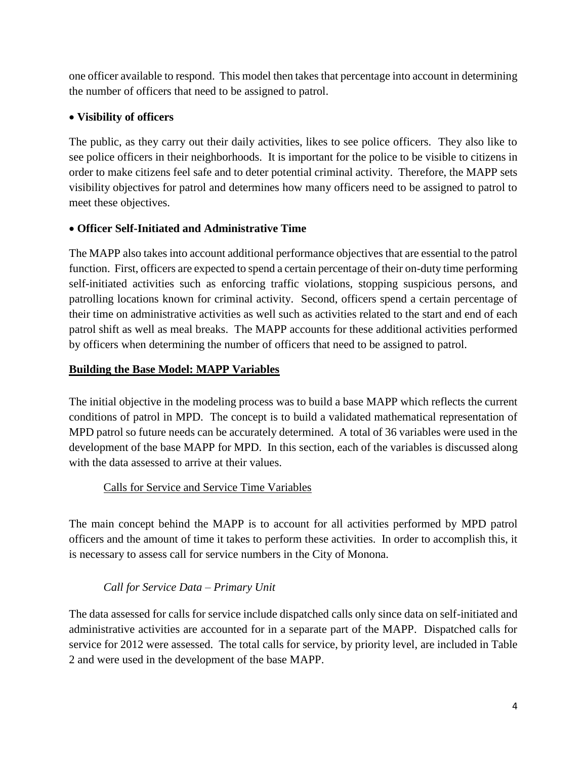one officer available to respond. This model then takes that percentage into account in determining the number of officers that need to be assigned to patrol.

- **Visibility of officers**

The public, as they carry out their daily activities, likes to see police officers. They also like to see police officers in their neighborhoods. It is important for the police to be visible to citizens in order to make citizens feel safe and to deter potential criminal activity. Therefore, the MAPP sets visibility objectives for patrol and determines how many officers need to be assigned to patrol to meet these objectives.

- **Officer Self-Initiated and Administrative Time**

The MAPP also takes into account additional performance objectives that are essential to the patrol function. First, officers are expected to spend a certain percentage of their on-duty time performing self-initiated activities such as enforcing traffic violations, stopping suspicious persons, and patrolling locations known for criminal activity. Second, officers spend a certain percentage of their time on administrative activities as well such as activities related to the start and end of each patrol shift as well as meal breaks. The MAPP accounts for these additional activities performed by officers when determining the number of officers that need to be assigned to patrol.

## Building the Base Model: MAPP Variables

The initial objective in the modeling process was to build a base MAPP which reflects the current conditions of patrol in MPD. The concept is to build a validated mathematical representation of MPD patrol so future needs can be accurately determined. A total of 36 variables were used in the development of the base MAPP for MPD. In this section, each of the variables is discussed along with the data assessed to arrive at their values.

### Calls for Service and Service Time Variables

The main concept behind the MAPP is to account for all activities performed by MPD patrol officers and the amount of time it takes to perform these activities. In order to accomplish this, it is necessary to assess call for service numbers in the City of Monona.

#### *Call for Service Data – Primary Unit*

The data assessed for calls for service include dispatched calls only since data on self-initiated and administrative activities are accounted for in a separate part of the MAPP. Dispatched calls for service for 2012 were assessed. The total calls for service, by priority level, are included in Table 2 and were used in the development of the base MAPP.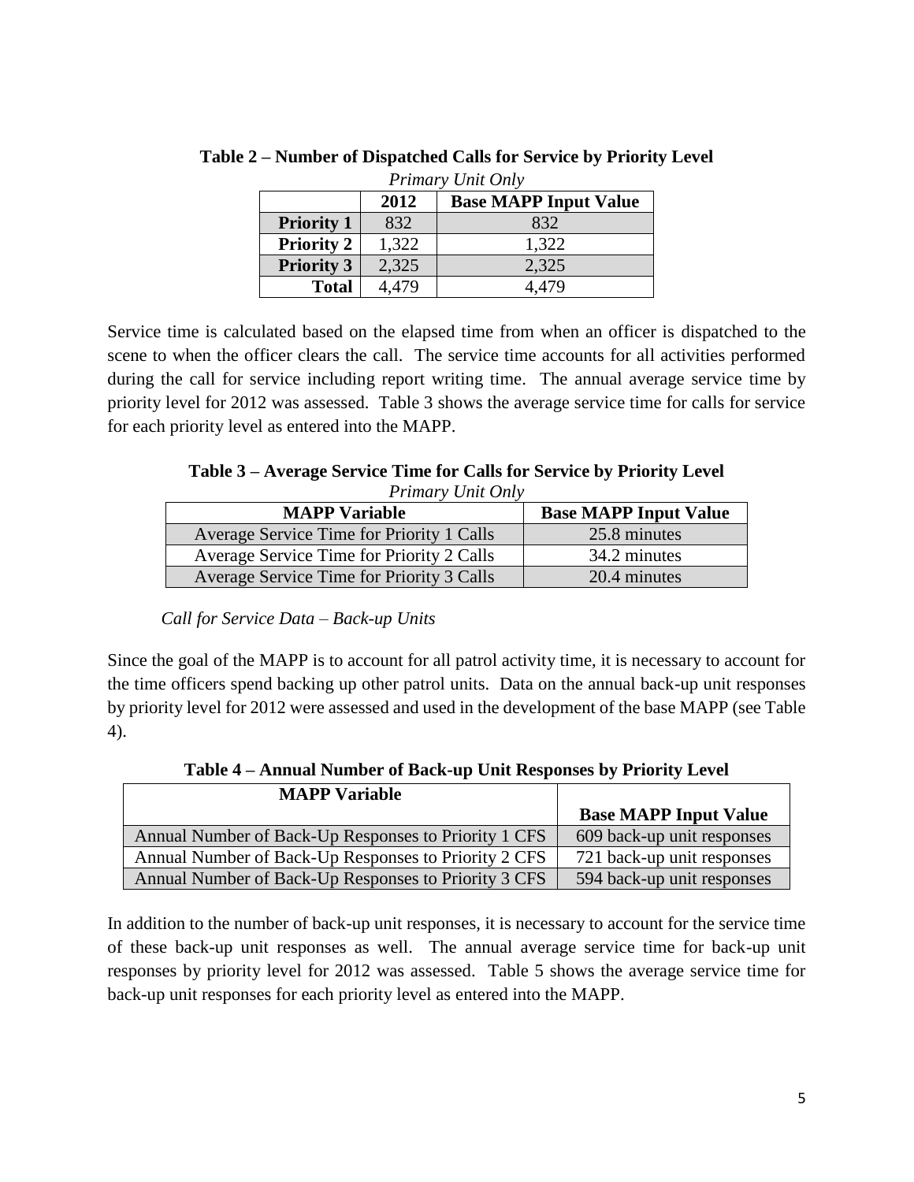**Table 2 – Number of Dispatched Calls for Service by Priority Level**

*Primary Unit Only*

| | 2012 | Base MAPP Input Value |
|---|---|---|
| **Priority 1** | 832 | 832 |
| **Priority 2** | 1,322 | 1,322 |
| **Priority 3** | 2,325 | 2,325 |
| **Total** | 4,479 | 4,479 |

Service time is calculated based on the elapsed time from when an officer is dispatched to the scene to when the officer clears the call. The service time accounts for all activities performed during the call for service including report writing time. The annual average service time by priority level for 2012 was assessed. Table 3 shows the average service time for calls for service for each priority level as entered into the MAPP.

**Table 3 – Average Service Time for Calls for Service by Priority Level**

*Primary Unit Only*

| MAPP Variable | Base MAPP Input Value |
|---|---|
| Average Service Time for Priority 1 Calls | 25.8 minutes |
| Average Service Time for Priority 2 Calls | 34.2 minutes |
| Average Service Time for Priority 3 Calls | 20.4 minutes |

*Call for Service Data – Back-up Units*

Since the goal of the MAPP is to account for all patrol activity time, it is necessary to account for the time officers spend backing up other patrol units. Data on the annual back-up unit responses by priority level for 2012 were assessed and used in the development of the base MAPP (see Table 4).

**Table 4 – Annual Number of Back-up Unit Responses by Priority Level**

| MAPP Variable | Base MAPP Input Value |
|---|---|
| Annual Number of Back-Up Responses to Priority 1 CFS | 609 back-up unit responses |
| Annual Number of Back-Up Responses to Priority 2 CFS | 721 back-up unit responses |
| Annual Number of Back-Up Responses to Priority 3 CFS | 594 back-up unit responses |

In addition to the number of back-up unit responses, it is necessary to account for the service time of these back-up unit responses as well. The annual average service time for back-up unit responses by priority level for 2012 was assessed. Table 5 shows the average service time for back-up unit responses for each priority level as entered into the MAPP.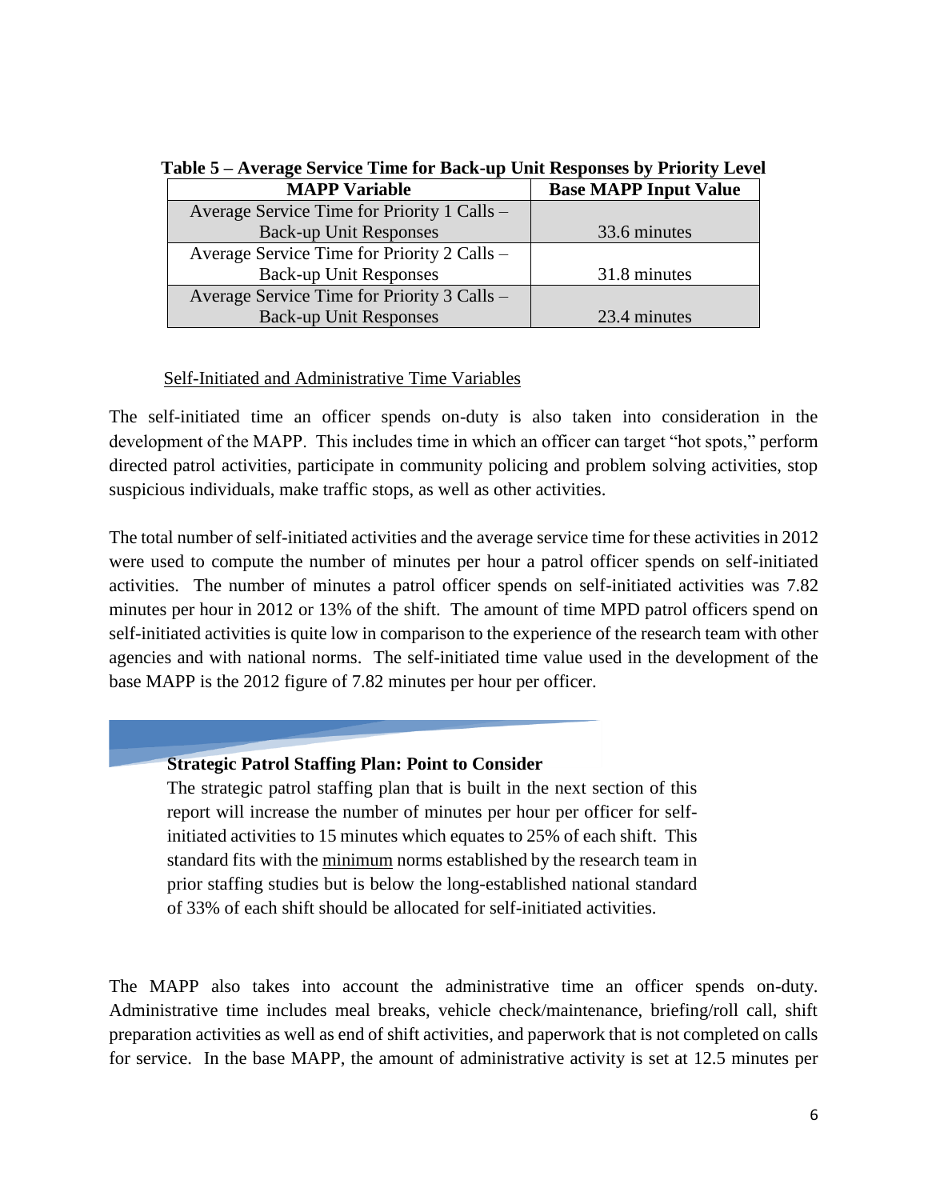**Table 5 – Average Service Time for Back-up Unit Responses by Priority Level**

| MAPP Variable | Base MAPP Input Value |
|---|---|
| Average Service Time for Priority 1 Calls – Back-up Unit Responses | 33.6 minutes |
| Average Service Time for Priority 2 Calls – Back-up Unit Responses | 31.8 minutes |
| Average Service Time for Priority 3 Calls – Back-up Unit Responses | 23.4 minutes |

### Self-Initiated and Administrative Time Variables

The self-initiated time an officer spends on-duty is also taken into consideration in the development of the MAPP. This includes time in which an officer can target "hot spots," perform directed patrol activities, participate in community policing and problem solving activities, stop suspicious individuals, make traffic stops, as well as other activities.

The total number of self-initiated activities and the average service time for these activities in 2012 were used to compute the number of minutes per hour a patrol officer spends on self-initiated activities. The number of minutes a patrol officer spends on self-initiated activities was 7.82 minutes per hour in 2012 or 13% of the shift. The amount of time MPD patrol officers spend on self-initiated activities is quite low in comparison to the experience of the research team with other agencies and with national norms. The self-initiated time value used in the development of the base MAPP is the 2012 figure of 7.82 minutes per hour per officer.

**Strategic Patrol Staffing Plan: Point to Consider**

The strategic patrol staffing plan that is built in the next section of this report will increase the number of minutes per hour per officer for self-initiated activities to 15 minutes which equates to 25% of each shift. This standard fits with the minimum norms established by the research team in prior staffing studies but is below the long-established national standard of 33% of each shift should be allocated for self-initiated activities.

The MAPP also takes into account the administrative time an officer spends on-duty. Administrative time includes meal breaks, vehicle check/maintenance, briefing/roll call, shift preparation activities as well as end of shift activities, and paperwork that is not completed on calls for service. In the base MAPP, the amount of administrative activity is set at 12.5 minutes per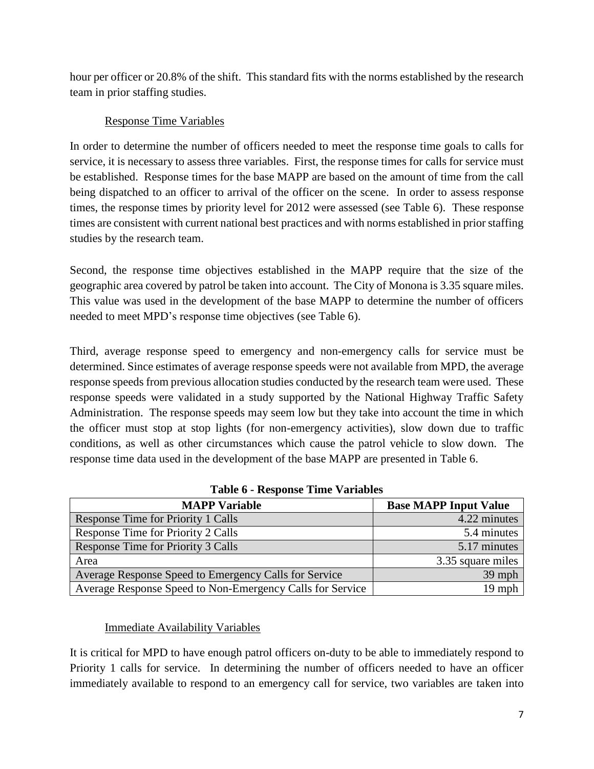hour per officer or 20.8% of the shift. This standard fits with the norms established by the research team in prior staffing studies.

### Response Time Variables

In order to determine the number of officers needed to meet the response time goals to calls for service, it is necessary to assess three variables. First, the response times for calls for service must be established. Response times for the base MAPP are based on the amount of time from the call being dispatched to an officer to arrival of the officer on the scene. In order to assess response times, the response times by priority level for 2012 were assessed (see Table 6). These response times are consistent with current national best practices and with norms established in prior staffing studies by the research team.

Second, the response time objectives established in the MAPP require that the size of the geographic area covered by patrol be taken into account. The City of Monona is 3.35 square miles. This value was used in the development of the base MAPP to determine the number of officers needed to meet MPD's response time objectives (see Table 6).

Third, average response speed to emergency and non-emergency calls for service must be determined. Since estimates of average response speeds were not available from MPD, the average response speeds from previous allocation studies conducted by the research team were used. These response speeds were validated in a study supported by the National Highway Traffic Safety Administration. The response speeds may seem low but they take into account the time in which the officer must stop at stop lights (for non-emergency activities), slow down due to traffic conditions, as well as other circumstances which cause the patrol vehicle to slow down. The response time data used in the development of the base MAPP are presented in Table 6.

**Table 6 - Response Time Variables**

| MAPP Variable | Base MAPP Input Value |
|---|---:|
| Response Time for Priority 1 Calls | 4.22 minutes |
| Response Time for Priority 2 Calls | 5.4 minutes |
| Response Time for Priority 3 Calls | 5.17 minutes |
| Area | 3.35 square miles |
| Average Response Speed to Emergency Calls for Service | 39 mph |
| Average Response Speed to Non-Emergency Calls for Service | 19 mph |

### Immediate Availability Variables

It is critical for MPD to have enough patrol officers on-duty to be able to immediately respond to Priority 1 calls for service. In determining the number of officers needed to have an officer immediately available to respond to an emergency call for service, two variables are taken into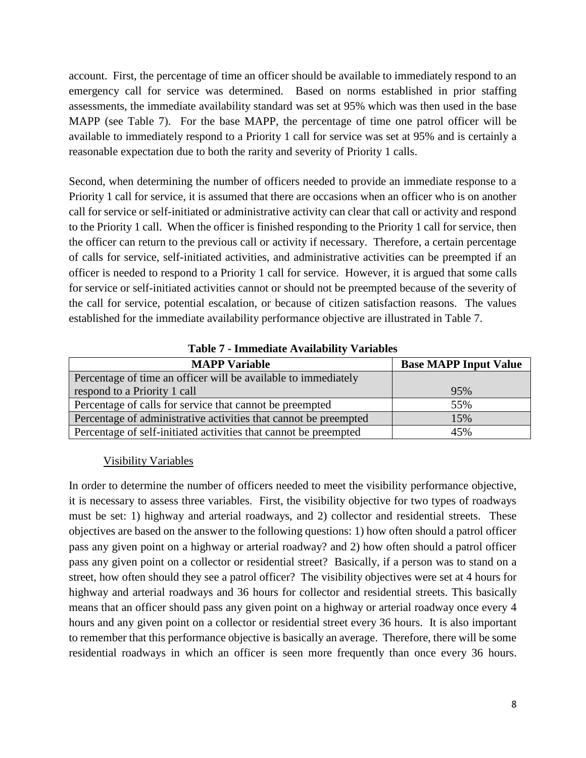account. First, the percentage of time an officer should be available to immediately respond to an emergency call for service was determined. Based on norms established in prior staffing assessments, the immediate availability standard was set at 95% which was then used in the base MAPP (see Table 7). For the base MAPP, the percentage of time one patrol officer will be available to immediately respond to a Priority 1 call for service was set at 95% and is certainly a reasonable expectation due to both the rarity and severity of Priority 1 calls.

Second, when determining the number of officers needed to provide an immediate response to a Priority 1 call for service, it is assumed that there are occasions when an officer who is on another call for service or self-initiated or administrative activity can clear that call or activity and respond to the Priority 1 call. When the officer is finished responding to the Priority 1 call for service, then the officer can return to the previous call or activity if necessary. Therefore, a certain percentage of calls for service, self-initiated activities, and administrative activities can be preempted if an officer is needed to respond to a Priority 1 call for service. However, it is argued that some calls for service or self-initiated activities cannot or should not be preempted because of the severity of the call for service, potential escalation, or because of citizen satisfaction reasons. The values established for the immediate availability performance objective are illustrated in Table 7.

**Table 7 - Immediate Availability Variables**

| MAPP Variable | Base MAPP Input Value |
|---|---|
| Percentage of time an officer will be available to immediately respond to a Priority 1 call | 95% |
| Percentage of calls for service that cannot be preempted | 55% |
| Percentage of administrative activities that cannot be preempted | 15% |
| Percentage of self-initiated activities that cannot be preempted | 45% |

<u>Visibility Variables</u>

In order to determine the number of officers needed to meet the visibility performance objective, it is necessary to assess three variables. First, the visibility objective for two types of roadways must be set: 1) highway and arterial roadways, and 2) collector and residential streets. These objectives are based on the answer to the following questions: 1) how often should a patrol officer pass any given point on a highway or arterial roadway? and 2) how often should a patrol officer pass any given point on a collector or residential street? Basically, if a person was to stand on a street, how often should they see a patrol officer? The visibility objectives were set at 4 hours for highway and arterial roadways and 36 hours for collector and residential streets. This basically means that an officer should pass any given point on a highway or arterial roadway once every 4 hours and any given point on a collector or residential street every 36 hours. It is also important to remember that this performance objective is basically an average. Therefore, there will be some residential roadways in which an officer is seen more frequently than once every 36 hours.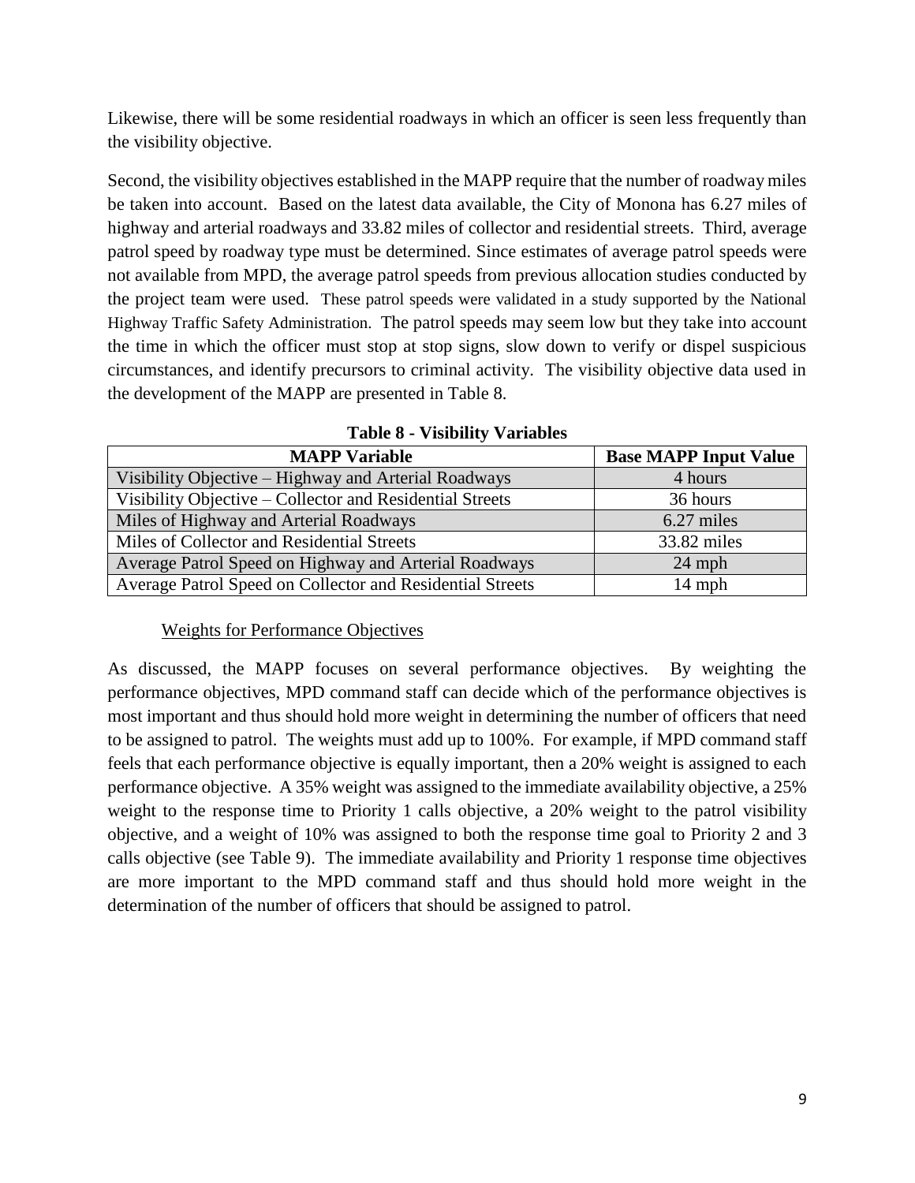Likewise, there will be some residential roadways in which an officer is seen less frequently than the visibility objective.

Second, the visibility objectives established in the MAPP require that the number of roadway miles be taken into account. Based on the latest data available, the City of Monona has 6.27 miles of highway and arterial roadways and 33.82 miles of collector and residential streets. Third, average patrol speed by roadway type must be determined. Since estimates of average patrol speeds were not available from MPD, the average patrol speeds from previous allocation studies conducted by the project team were used. These patrol speeds were validated in a study supported by the National Highway Traffic Safety Administration. The patrol speeds may seem low but they take into account the time in which the officer must stop at stop signs, slow down to verify or dispel suspicious circumstances, and identify precursors to criminal activity. The visibility objective data used in the development of the MAPP are presented in Table 8.

**Table 8 - Visibility Variables**

| MAPP Variable | Base MAPP Input Value |
| --- | --- |
| Visibility Objective – Highway and Arterial Roadways | 4 hours |
| Visibility Objective – Collector and Residential Streets | 36 hours |
| Miles of Highway and Arterial Roadways | 6.27 miles |
| Miles of Collector and Residential Streets | 33.82 miles |
| Average Patrol Speed on Highway and Arterial Roadways | 24 mph |
| Average Patrol Speed on Collector and Residential Streets | 14 mph |

Weights for Performance Objectives

As discussed, the MAPP focuses on several performance objectives. By weighting the performance objectives, MPD command staff can decide which of the performance objectives is most important and thus should hold more weight in determining the number of officers that need to be assigned to patrol. The weights must add up to 100%. For example, if MPD command staff feels that each performance objective is equally important, then a 20% weight is assigned to each performance objective. A 35% weight was assigned to the immediate availability objective, a 25% weight to the response time to Priority 1 calls objective, a 20% weight to the patrol visibility objective, and a weight of 10% was assigned to both the response time goal to Priority 2 and 3 calls objective (see Table 9). The immediate availability and Priority 1 response time objectives are more important to the MPD command staff and thus should hold more weight in the determination of the number of officers that should be assigned to patrol.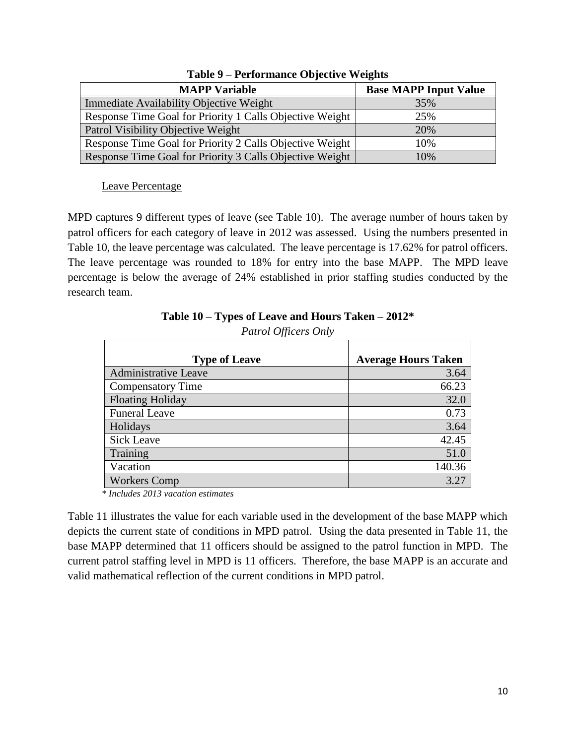**Table 9 – Performance Objective Weights**

| MAPP Variable | Base MAPP Input Value |
|---|---|
| Immediate Availability Objective Weight | 35% |
| Response Time Goal for Priority 1 Calls Objective Weight | 25% |
| Patrol Visibility Objective Weight | 20% |
| Response Time Goal for Priority 2 Calls Objective Weight | 10% |
| Response Time Goal for Priority 3 Calls Objective Weight | 10% |

<u>Leave Percentage</u>

MPD captures 9 different types of leave (see Table 10). The average number of hours taken by patrol officers for each category of leave in 2012 was assessed. Using the numbers presented in Table 10, the leave percentage was calculated. The leave percentage is 17.62% for patrol officers. The leave percentage was rounded to 18% for entry into the base MAPP. The MPD leave percentage is below the average of 24% established in prior staffing studies conducted by the research team.

**Table 10 – Types of Leave and Hours Taken – 2012***

*Patrol Officers Only*

| Type of Leave | Average Hours Taken |
|---|---:|
| Administrative Leave | 3.64 |
| Compensatory Time | 66.23 |
| Floating Holiday | 32.0 |
| Funeral Leave | 0.73 |
| Holidays | 3.64 |
| Sick Leave | 42.45 |
| Training | 51.0 |
| Vacation | 140.36 |
| Workers Comp | 3.27 |

*\* Includes 2013 vacation estimates*

Table 11 illustrates the value for each variable used in the development of the base MAPP which depicts the current state of conditions in MPD patrol. Using the data presented in Table 11, the base MAPP determined that 11 officers should be assigned to the patrol function in MPD. The current patrol staffing level in MPD is 11 officers. Therefore, the base MAPP is an accurate and valid mathematical reflection of the current conditions in MPD patrol.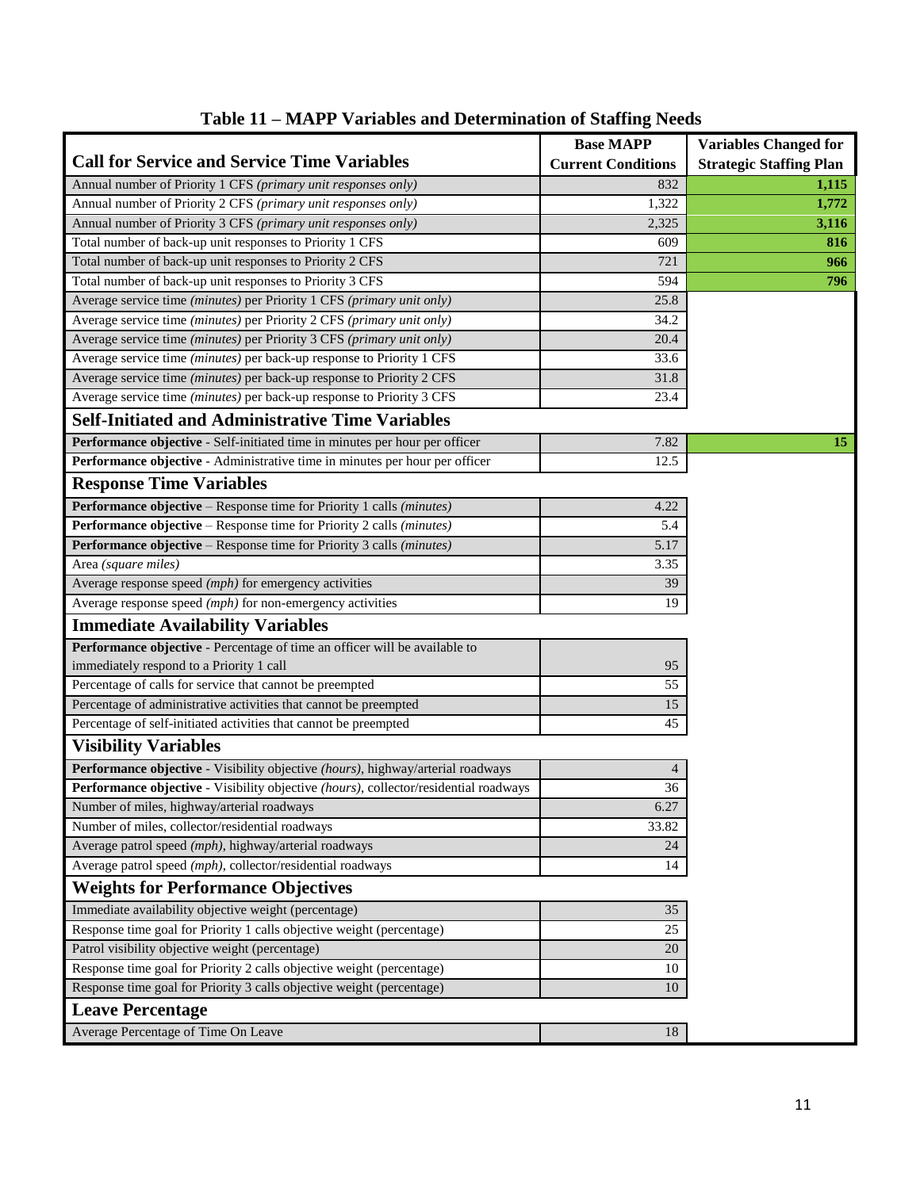# Table 11 – MAPP Variables and Determination of Staffing Needs

| Call for Service and Service Time Variables | Base MAPP Current Conditions | Variables Changed for Strategic Staffing Plan |
|---|---|---|
| Annual number of Priority 1 CFS *(primary unit responses only)* | 832 | **1,115** |
| Annual number of Priority 2 CFS *(primary unit responses only)* | 1,322 | **1,772** |
| Annual number of Priority 3 CFS *(primary unit responses only)* | 2,325 | **3,116** |
| Total number of back-up unit responses to Priority 1 CFS | 609 | **816** |
| Total number of back-up unit responses to Priority 2 CFS | 721 | **966** |
| Total number of back-up unit responses to Priority 3 CFS | 594 | **796** |
| Average service time *(minutes)* per Priority 1 CFS *(primary unit only)* | 25.8 | |
| Average service time *(minutes)* per Priority 2 CFS *(primary unit only)* | 34.2 | |
| Average service time *(minutes)* per Priority 3 CFS *(primary unit only)* | 20.4 | |
| Average service time *(minutes)* per back-up response to Priority 1 CFS | 33.6 | |
| Average service time *(minutes)* per back-up response to Priority 2 CFS | 31.8 | |
| Average service time *(minutes)* per back-up response to Priority 3 CFS | 23.4 | |
| **Self-Initiated and Administrative Time Variables** | | |
| **Performance objective** - Self-initiated time in minutes per hour per officer | 7.82 | **15** |
| **Performance objective** - Administrative time in minutes per hour per officer | 12.5 | |
| **Response Time Variables** | | |
| **Performance objective** – Response time for Priority 1 calls *(minutes)* | 4.22 | |
| **Performance objective** – Response time for Priority 2 calls *(minutes)* | 5.4 | |
| **Performance objective** – Response time for Priority 3 calls *(minutes)* | 5.17 | |
| Area *(square miles)* | 3.35 | |
| Average response speed *(mph)* for emergency activities | 39 | |
| Average response speed *(mph)* for non-emergency activities | 19 | |
| **Immediate Availability Variables** | | |
| **Performance objective** - Percentage of time an officer will be available to immediately respond to a Priority 1 call | 95 | |
| Percentage of calls for service that cannot be preempted | 55 | |
| Percentage of administrative activities that cannot be preempted | 15 | |
| Percentage of self-initiated activities that cannot be preempted | 45 | |
| **Visibility Variables** | | |
| **Performance objective** - Visibility objective *(hours)*, highway/arterial roadways | 4 | |
| **Performance objective** - Visibility objective *(hours)*, collector/residential roadways | 36 | |
| Number of miles, highway/arterial roadways | 6.27 | |
| Number of miles, collector/residential roadways | 33.82 | |
| Average patrol speed *(mph)*, highway/arterial roadways | 24 | |
| Average patrol speed *(mph)*, collector/residential roadways | 14 | |
| **Weights for Performance Objectives** | | |
| Immediate availability objective weight (percentage) | 35 | |
| Response time goal for Priority 1 calls objective weight (percentage) | 25 | |
| Patrol visibility objective weight (percentage) | 20 | |
| Response time goal for Priority 2 calls objective weight (percentage) | 10 | |
| Response time goal for Priority 3 calls objective weight (percentage) | 10 | |
| **Leave Percentage** | | |
| Average Percentage of Time On Leave | 18 | |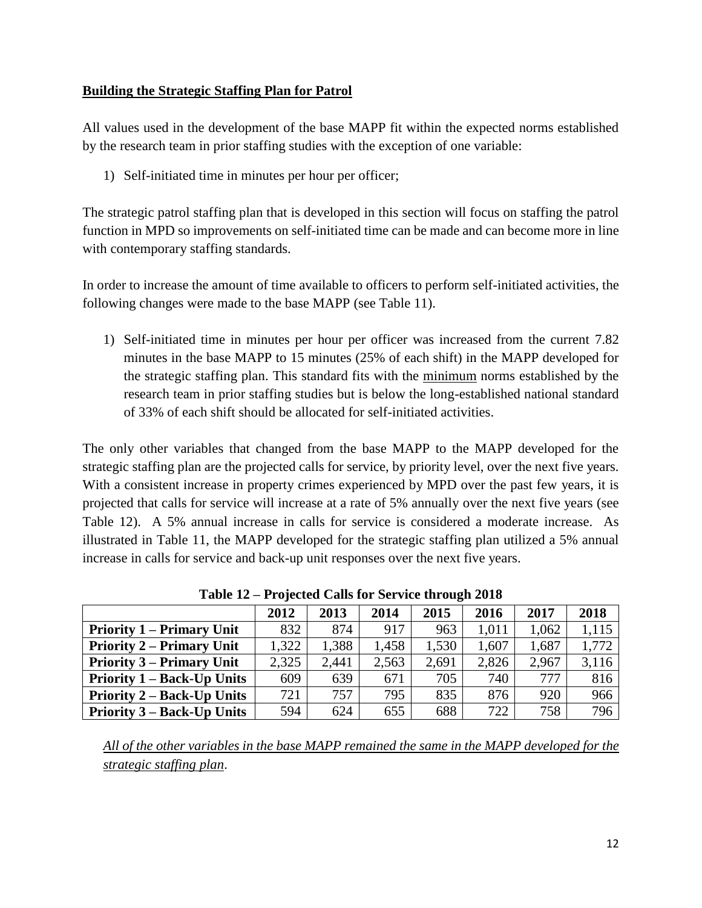## Building the Strategic Staffing Plan for Patrol

All values used in the development of the base MAPP fit within the expected norms established by the research team in prior staffing studies with the exception of one variable:

1) Self-initiated time in minutes per hour per officer;

The strategic patrol staffing plan that is developed in this section will focus on staffing the patrol function in MPD so improvements on self-initiated time can be made and can become more in line with contemporary staffing standards.

In order to increase the amount of time available to officers to perform self-initiated activities, the following changes were made to the base MAPP (see Table 11).

1) Self-initiated time in minutes per hour per officer was increased from the current 7.82 minutes in the base MAPP to 15 minutes (25% of each shift) in the MAPP developed for the strategic staffing plan. This standard fits with the minimum norms established by the research team in prior staffing studies but is below the long-established national standard of 33% of each shift should be allocated for self-initiated activities.

The only other variables that changed from the base MAPP to the MAPP developed for the strategic staffing plan are the projected calls for service, by priority level, over the next five years. With a consistent increase in property crimes experienced by MPD over the past few years, it is projected that calls for service will increase at a rate of 5% annually over the next five years (see Table 12). A 5% annual increase in calls for service is considered a moderate increase. As illustrated in Table 11, the MAPP developed for the strategic staffing plan utilized a 5% annual increase in calls for service and back-up unit responses over the next five years.

**Table 12 – Projected Calls for Service through 2018**

| | 2012 | 2013 | 2014 | 2015 | 2016 | 2017 | 2018 |
|---|---|---|---|---|---|---|---|
| **Priority 1 – Primary Unit** | 832 | 874 | 917 | 963 | 1,011 | 1,062 | 1,115 |
| **Priority 2 – Primary Unit** | 1,322 | 1,388 | 1,458 | 1,530 | 1,607 | 1,687 | 1,772 |
| **Priority 3 – Primary Unit** | 2,325 | 2,441 | 2,563 | 2,691 | 2,826 | 2,967 | 3,116 |
| **Priority 1 – Back-Up Units** | 609 | 639 | 671 | 705 | 740 | 777 | 816 |
| **Priority 2 – Back-Up Units** | 721 | 757 | 795 | 835 | 876 | 920 | 966 |
| **Priority 3 – Back-Up Units** | 594 | 624 | 655 | 688 | 722 | 758 | 796 |

*All of the other variables in the base MAPP remained the same in the MAPP developed for the strategic staffing plan.*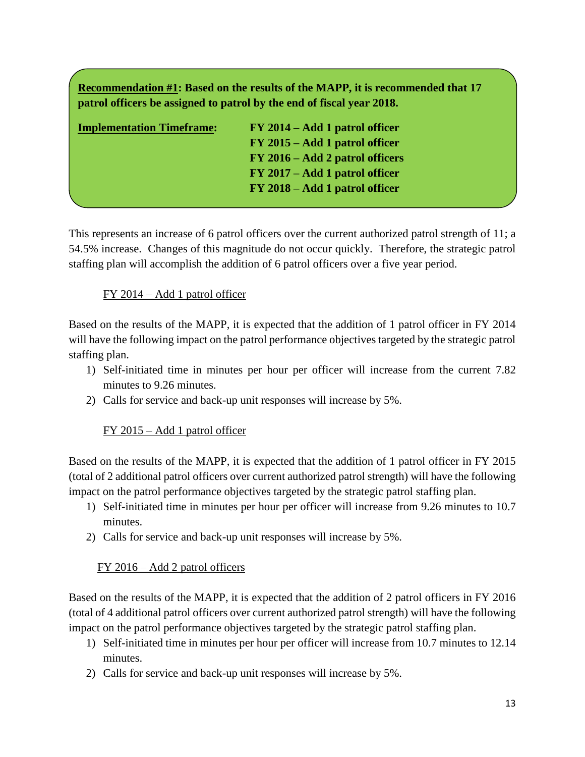**Recommendation #1: Based on the results of the MAPP, it is recommended that 17 patrol officers be assigned to patrol by the end of fiscal year 2018.**

**Implementation Timeframe:**

- **FY 2014 – Add 1 patrol officer**
- **FY 2015 – Add 1 patrol officer**
- **FY 2016 – Add 2 patrol officers**
- **FY 2017 – Add 1 patrol officer**
- **FY 2018 – Add 1 patrol officer**

This represents an increase of 6 patrol officers over the current authorized patrol strength of 11; a 54.5% increase. Changes of this magnitude do not occur quickly. Therefore, the strategic patrol staffing plan will accomplish the addition of 6 patrol officers over a five year period.

FY 2014 – Add 1 patrol officer

Based on the results of the MAPP, it is expected that the addition of 1 patrol officer in FY 2014 will have the following impact on the patrol performance objectives targeted by the strategic patrol staffing plan.

1) Self-initiated time in minutes per hour per officer will increase from the current 7.82 minutes to 9.26 minutes.
2) Calls for service and back-up unit responses will increase by 5%.

FY 2015 – Add 1 patrol officer

Based on the results of the MAPP, it is expected that the addition of 1 patrol officer in FY 2015 (total of 2 additional patrol officers over current authorized patrol strength) will have the following impact on the patrol performance objectives targeted by the strategic patrol staffing plan.

1) Self-initiated time in minutes per hour per officer will increase from 9.26 minutes to 10.7 minutes.
2) Calls for service and back-up unit responses will increase by 5%.

FY 2016 – Add 2 patrol officers

Based on the results of the MAPP, it is expected that the addition of 2 patrol officers in FY 2016 (total of 4 additional patrol officers over current authorized patrol strength) will have the following impact on the patrol performance objectives targeted by the strategic patrol staffing plan.

1) Self-initiated time in minutes per hour per officer will increase from 10.7 minutes to 12.14 minutes.
2) Calls for service and back-up unit responses will increase by 5%.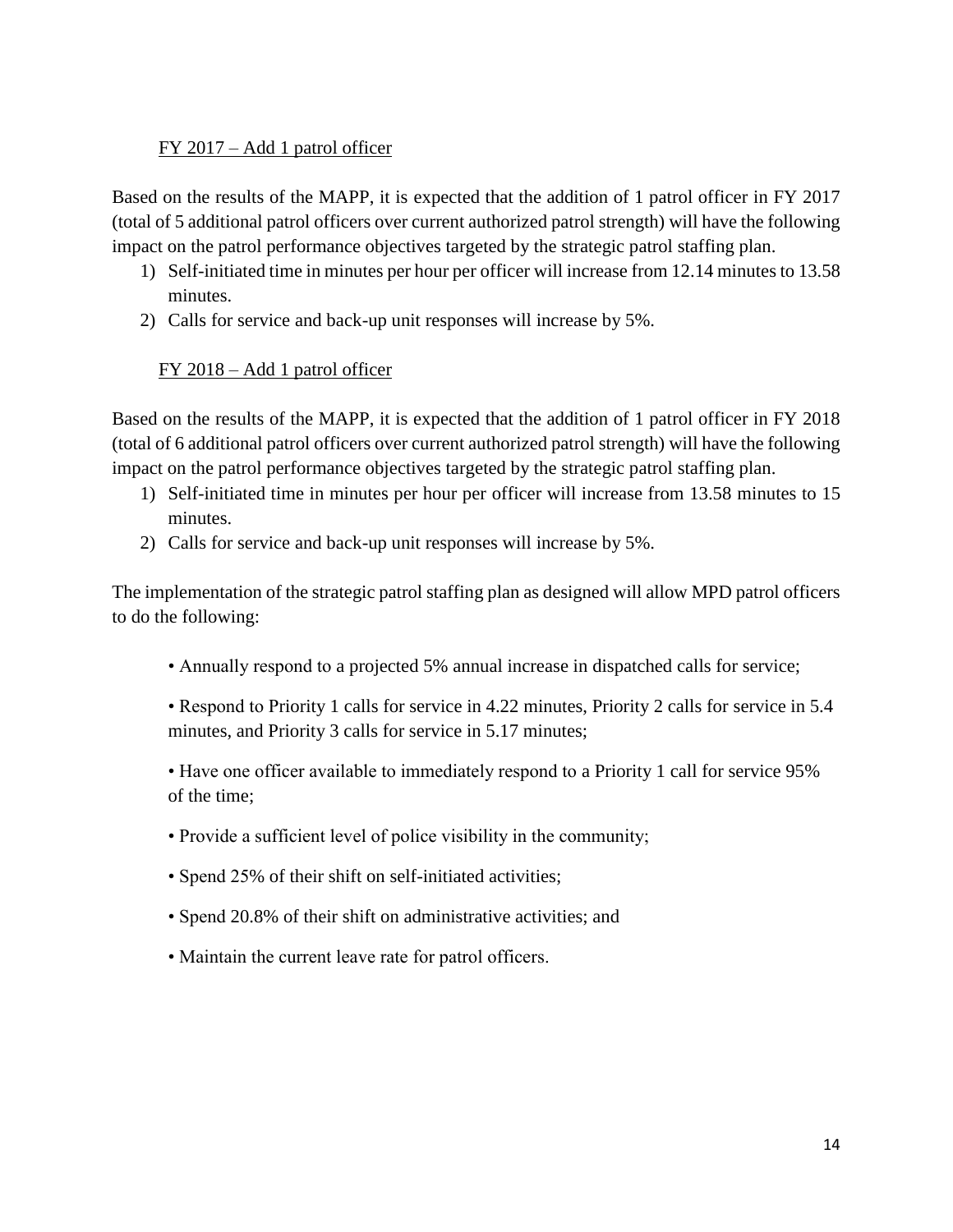<u>FY 2017 – Add 1 patrol officer</u>

Based on the results of the MAPP, it is expected that the addition of 1 patrol officer in FY 2017 (total of 5 additional patrol officers over current authorized patrol strength) will have the following impact on the patrol performance objectives targeted by the strategic patrol staffing plan.

1) Self-initiated time in minutes per hour per officer will increase from 12.14 minutes to 13.58 minutes.
2) Calls for service and back-up unit responses will increase by 5%.

<u>FY 2018 – Add 1 patrol officer</u>

Based on the results of the MAPP, it is expected that the addition of 1 patrol officer in FY 2018 (total of 6 additional patrol officers over current authorized patrol strength) will have the following impact on the patrol performance objectives targeted by the strategic patrol staffing plan.

1) Self-initiated time in minutes per hour per officer will increase from 13.58 minutes to 15 minutes.
2) Calls for service and back-up unit responses will increase by 5%.

The implementation of the strategic patrol staffing plan as designed will allow MPD patrol officers to do the following:

- Annually respond to a projected 5% annual increase in dispatched calls for service;
- Respond to Priority 1 calls for service in 4.22 minutes, Priority 2 calls for service in 5.4 minutes, and Priority 3 calls for service in 5.17 minutes;
- Have one officer available to immediately respond to a Priority 1 call for service 95% of the time;
- Provide a sufficient level of police visibility in the community;
- Spend 25% of their shift on self-initiated activities;
- Spend 20.8% of their shift on administrative activities; and
- Maintain the current leave rate for patrol officers.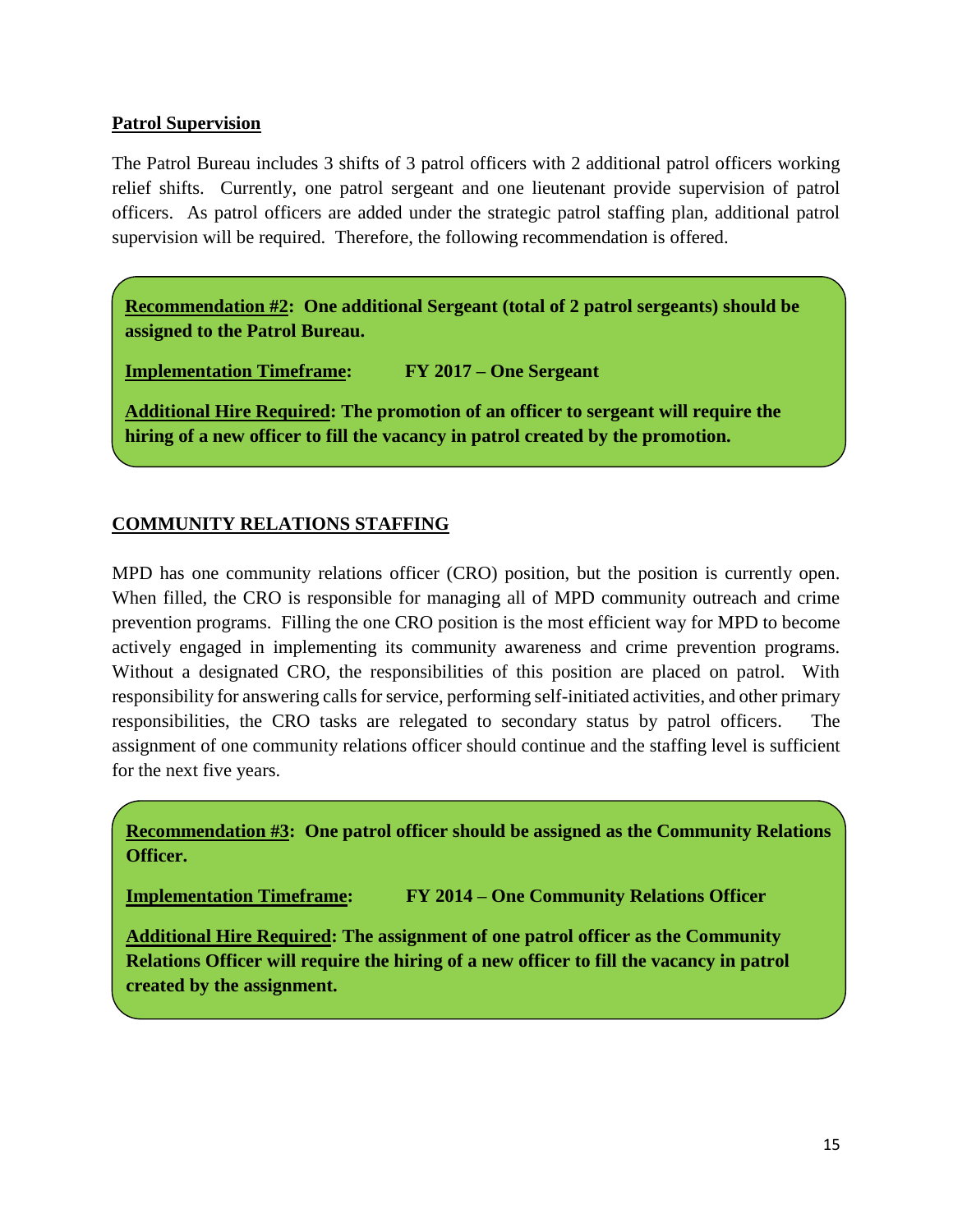**Patrol Supervision**

The Patrol Bureau includes 3 shifts of 3 patrol officers with 2 additional patrol officers working relief shifts. Currently, one patrol sergeant and one lieutenant provide supervision of patrol officers. As patrol officers are added under the strategic patrol staffing plan, additional patrol supervision will be required. Therefore, the following recommendation is offered.

**Recommendation #2: One additional Sergeant (total of 2 patrol sergeants) should be assigned to the Patrol Bureau.**

**Implementation Timeframe: FY 2017 – One Sergeant**

**Additional Hire Required: The promotion of an officer to sergeant will require the hiring of a new officer to fill the vacancy in patrol created by the promotion.**

**COMMUNITY RELATIONS STAFFING**

MPD has one community relations officer (CRO) position, but the position is currently open. When filled, the CRO is responsible for managing all of MPD community outreach and crime prevention programs. Filling the one CRO position is the most efficient way for MPD to become actively engaged in implementing its community awareness and crime prevention programs. Without a designated CRO, the responsibilities of this position are placed on patrol. With responsibility for answering calls for service, performing self-initiated activities, and other primary responsibilities, the CRO tasks are relegated to secondary status by patrol officers. The assignment of one community relations officer should continue and the staffing level is sufficient for the next five years.

**Recommendation #3: One patrol officer should be assigned as the Community Relations Officer.**

**Implementation Timeframe: FY 2014 – One Community Relations Officer**

**Additional Hire Required: The assignment of one patrol officer as the Community Relations Officer will require the hiring of a new officer to fill the vacancy in patrol created by the assignment.**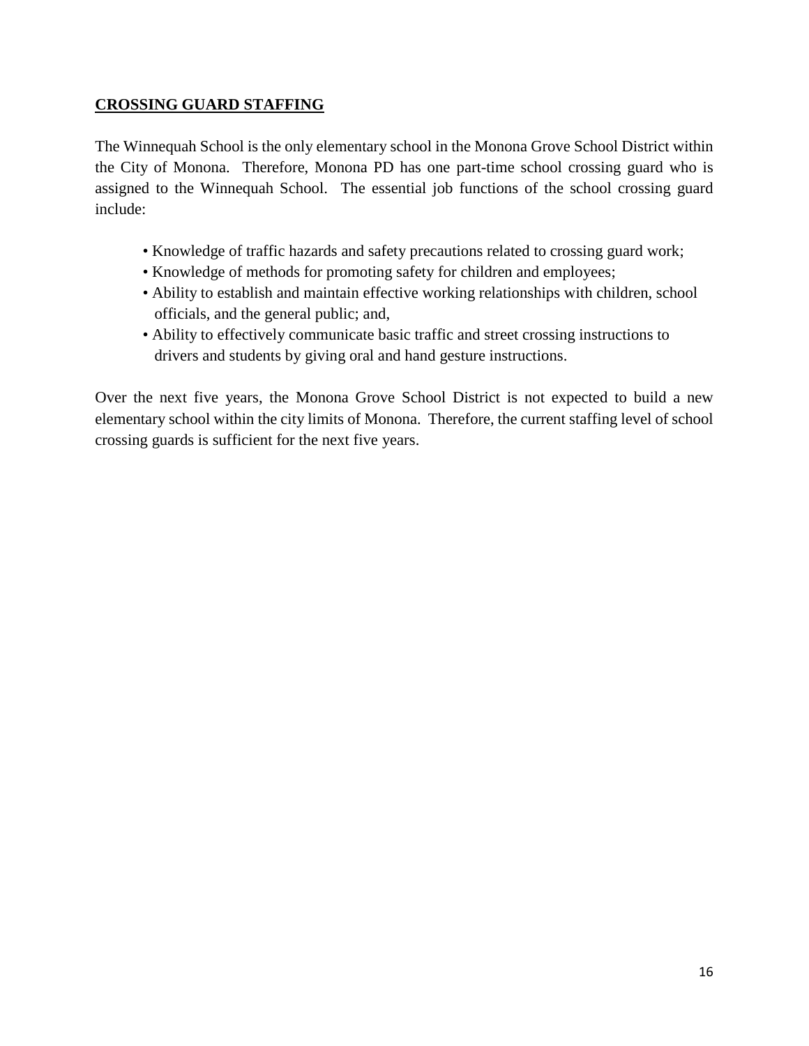## CROSSING GUARD STAFFING

The Winnequah School is the only elementary school in the Monona Grove School District within the City of Monona. Therefore, Monona PD has one part-time school crossing guard who is assigned to the Winnequah School. The essential job functions of the school crossing guard include:

- Knowledge of traffic hazards and safety precautions related to crossing guard work;
- Knowledge of methods for promoting safety for children and employees;
- Ability to establish and maintain effective working relationships with children, school officials, and the general public; and,
- Ability to effectively communicate basic traffic and street crossing instructions to drivers and students by giving oral and hand gesture instructions.

Over the next five years, the Monona Grove School District is not expected to build a new elementary school within the city limits of Monona. Therefore, the current staffing level of school crossing guards is sufficient for the next five years.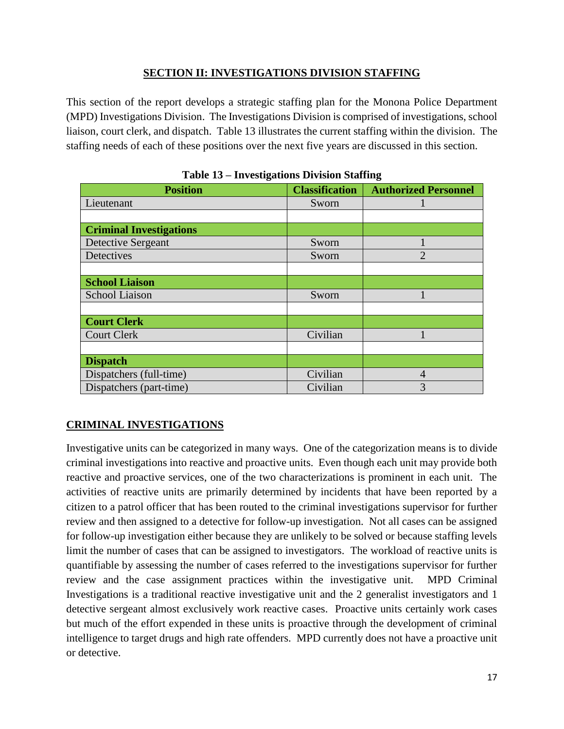## SECTION II: INVESTIGATIONS DIVISION STAFFING

This section of the report develops a strategic staffing plan for the Monona Police Department (MPD) Investigations Division. The Investigations Division is comprised of investigations, school liaison, court clerk, and dispatch. Table 13 illustrates the current staffing within the division. The staffing needs of each of these positions over the next five years are discussed in this section.

**Table 13 – Investigations Division Staffing**

| Position | Classification | Authorized Personnel |
|---|---|---|
| Lieutenant | Sworn | 1 |
| | | |
| **Criminal Investigations** | | |
| Detective Sergeant | Sworn | 1 |
| Detectives | Sworn | 2 |
| | | |
| **School Liaison** | | |
| School Liaison | Sworn | 1 |
| | | |
| **Court Clerk** | | |
| Court Clerk | Civilian | 1 |
| | | |
| **Dispatch** | | |
| Dispatchers (full-time) | Civilian | 4 |
| Dispatchers (part-time) | Civilian | 3 |

### CRIMINAL INVESTIGATIONS

Investigative units can be categorized in many ways. One of the categorization means is to divide criminal investigations into reactive and proactive units. Even though each unit may provide both reactive and proactive services, one of the two characterizations is prominent in each unit. The activities of reactive units are primarily determined by incidents that have been reported by a citizen to a patrol officer that has been routed to the criminal investigations supervisor for further review and then assigned to a detective for follow-up investigation. Not all cases can be assigned for follow-up investigation either because they are unlikely to be solved or because staffing levels limit the number of cases that can be assigned to investigators. The workload of reactive units is quantifiable by assessing the number of cases referred to the investigations supervisor for further review and the case assignment practices within the investigative unit. MPD Criminal Investigations is a traditional reactive investigative unit and the 2 generalist investigators and 1 detective sergeant almost exclusively work reactive cases. Proactive units certainly work cases but much of the effort expended in these units is proactive through the development of criminal intelligence to target drugs and high rate offenders. MPD currently does not have a proactive unit or detective.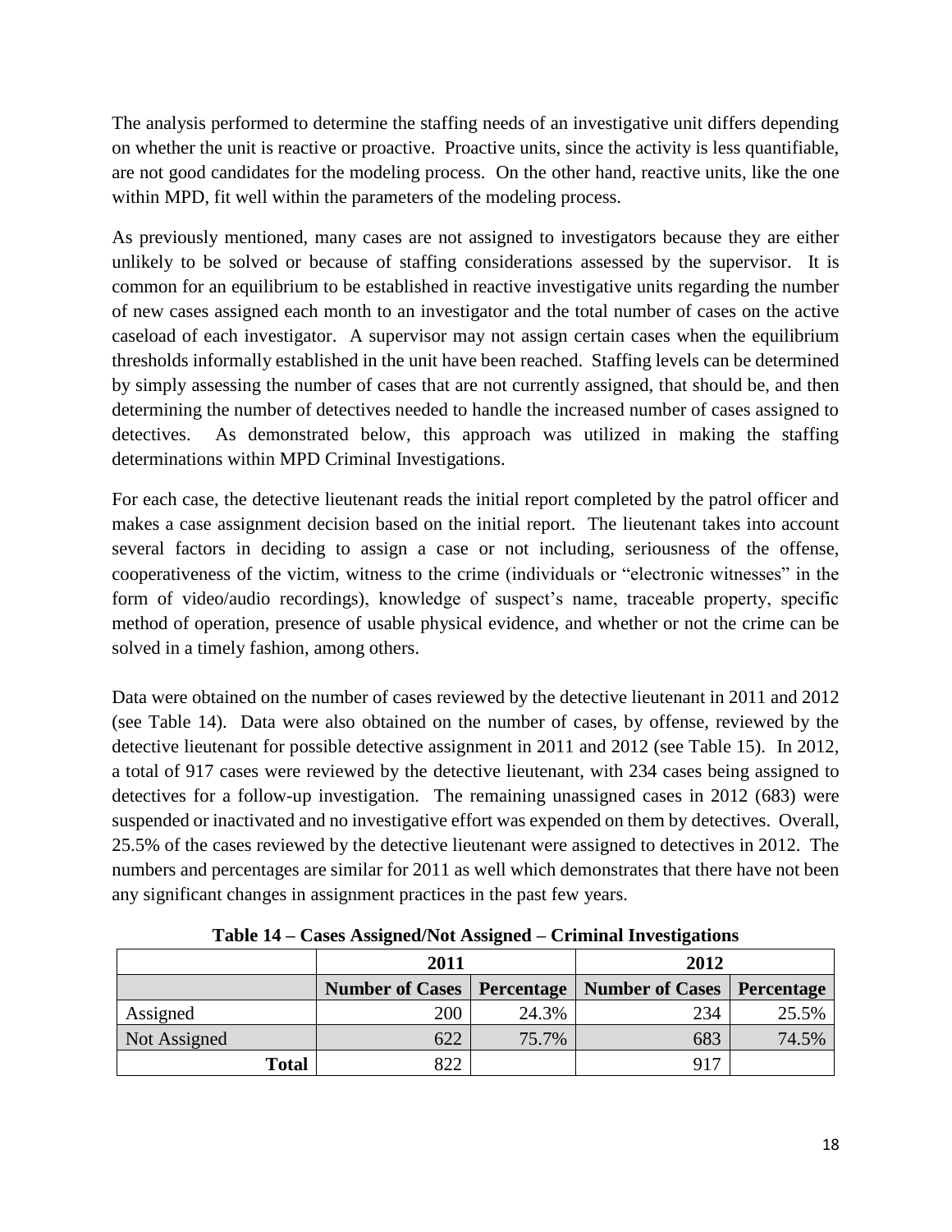The analysis performed to determine the staffing needs of an investigative unit differs depending on whether the unit is reactive or proactive. Proactive units, since the activity is less quantifiable, are not good candidates for the modeling process. On the other hand, reactive units, like the one within MPD, fit well within the parameters of the modeling process.

As previously mentioned, many cases are not assigned to investigators because they are either unlikely to be solved or because of staffing considerations assessed by the supervisor. It is common for an equilibrium to be established in reactive investigative units regarding the number of new cases assigned each month to an investigator and the total number of cases on the active caseload of each investigator. A supervisor may not assign certain cases when the equilibrium thresholds informally established in the unit have been reached. Staffing levels can be determined by simply assessing the number of cases that are not currently assigned, that should be, and then determining the number of detectives needed to handle the increased number of cases assigned to detectives. As demonstrated below, this approach was utilized in making the staffing determinations within MPD Criminal Investigations.

For each case, the detective lieutenant reads the initial report completed by the patrol officer and makes a case assignment decision based on the initial report. The lieutenant takes into account several factors in deciding to assign a case or not including, seriousness of the offense, cooperativeness of the victim, witness to the crime (individuals or "electronic witnesses" in the form of video/audio recordings), knowledge of suspect's name, traceable property, specific method of operation, presence of usable physical evidence, and whether or not the crime can be solved in a timely fashion, among others.

Data were obtained on the number of cases reviewed by the detective lieutenant in 2011 and 2012 (see Table 14). Data were also obtained on the number of cases, by offense, reviewed by the detective lieutenant for possible detective assignment in 2011 and 2012 (see Table 15). In 2012, a total of 917 cases were reviewed by the detective lieutenant, with 234 cases being assigned to detectives for a follow-up investigation. The remaining unassigned cases in 2012 (683) were suspended or inactivated and no investigative effort was expended on them by detectives. Overall, 25.5% of the cases reviewed by the detective lieutenant were assigned to detectives in 2012. The numbers and percentages are similar for 2011 as well which demonstrates that there have not been any significant changes in assignment practices in the past few years.

**Table 14 – Cases Assigned/Not Assigned – Criminal Investigations**

| | 2011 | | 2012 | |
|---|---|---|---|---|
| | **Number of Cases** | **Percentage** | **Number of Cases** | **Percentage** |
| Assigned | 200 | 24.3% | 234 | 25.5% |
| Not Assigned | 622 | 75.7% | 683 | 74.5% |
| **Total** | 822 | | 917 | |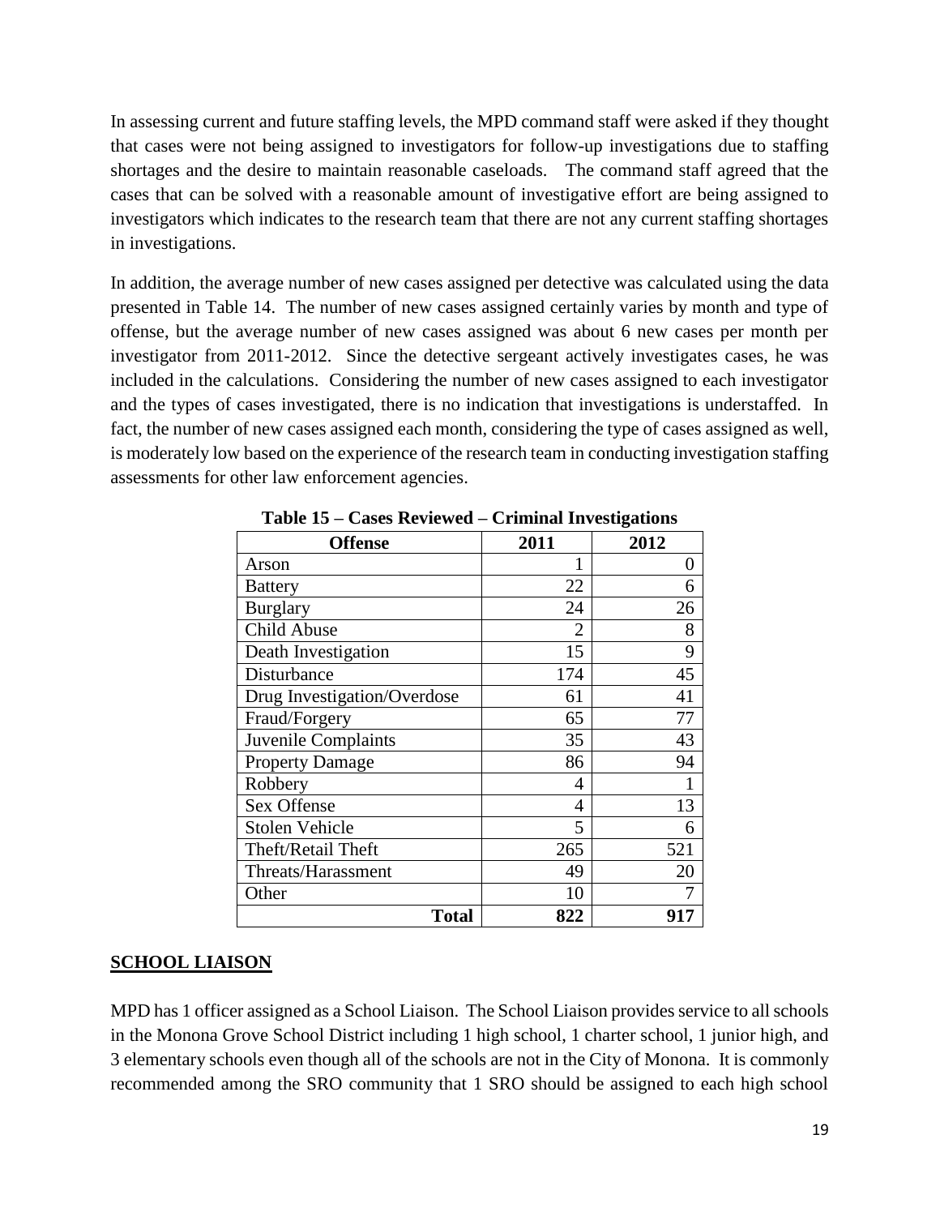In assessing current and future staffing levels, the MPD command staff were asked if they thought that cases were not being assigned to investigators for follow-up investigations due to staffing shortages and the desire to maintain reasonable caseloads. The command staff agreed that the cases that can be solved with a reasonable amount of investigative effort are being assigned to investigators which indicates to the research team that there are not any current staffing shortages in investigations.

In addition, the average number of new cases assigned per detective was calculated using the data presented in Table 14. The number of new cases assigned certainly varies by month and type of offense, but the average number of new cases assigned was about 6 new cases per month per investigator from 2011-2012. Since the detective sergeant actively investigates cases, he was included in the calculations. Considering the number of new cases assigned to each investigator and the types of cases investigated, there is no indication that investigations is understaffed. In fact, the number of new cases assigned each month, considering the type of cases assigned as well, is moderately low based on the experience of the research team in conducting investigation staffing assessments for other law enforcement agencies.

**Table 15 – Cases Reviewed – Criminal Investigations**

| Offense | 2011 | 2012 |
|---|---|---|
| Arson | 1 | 0 |
| Battery | 22 | 6 |
| Burglary | 24 | 26 |
| Child Abuse | 2 | 8 |
| Death Investigation | 15 | 9 |
| Disturbance | 174 | 45 |
| Drug Investigation/Overdose | 61 | 41 |
| Fraud/Forgery | 65 | 77 |
| Juvenile Complaints | 35 | 43 |
| Property Damage | 86 | 94 |
| Robbery | 4 | 1 |
| Sex Offense | 4 | 13 |
| Stolen Vehicle | 5 | 6 |
| Theft/Retail Theft | 265 | 521 |
| Threats/Harassment | 49 | 20 |
| Other | 10 | 7 |
| **Total** | **822** | **917** |

## SCHOOL LIAISON

MPD has 1 officer assigned as a School Liaison. The School Liaison provides service to all schools in the Monona Grove School District including 1 high school, 1 charter school, 1 junior high, and 3 elementary schools even though all of the schools are not in the City of Monona. It is commonly recommended among the SRO community that 1 SRO should be assigned to each high school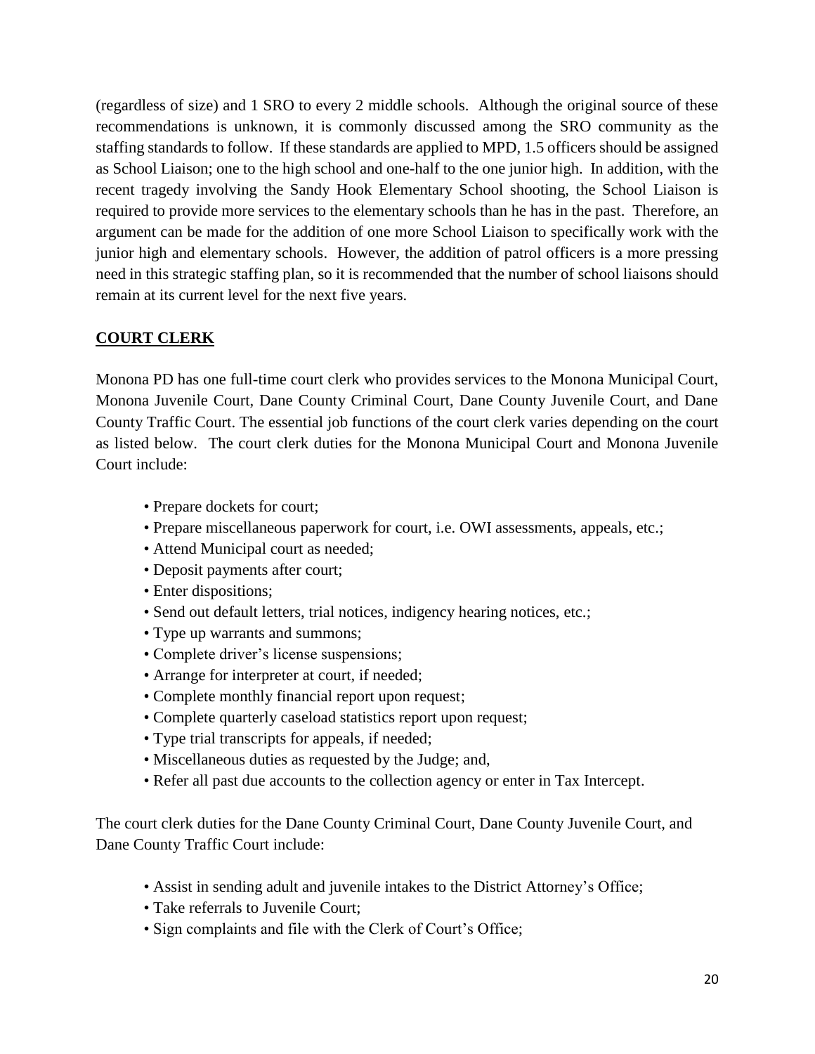(regardless of size) and 1 SRO to every 2 middle schools. Although the original source of these recommendations is unknown, it is commonly discussed among the SRO community as the staffing standards to follow. If these standards are applied to MPD, 1.5 officers should be assigned as School Liaison; one to the high school and one-half to the one junior high. In addition, with the recent tragedy involving the Sandy Hook Elementary School shooting, the School Liaison is required to provide more services to the elementary schools than he has in the past. Therefore, an argument can be made for the addition of one more School Liaison to specifically work with the junior high and elementary schools. However, the addition of patrol officers is a more pressing need in this strategic staffing plan, so it is recommended that the number of school liaisons should remain at its current level for the next five years.

## COURT CLERK

Monona PD has one full-time court clerk who provides services to the Monona Municipal Court, Monona Juvenile Court, Dane County Criminal Court, Dane County Juvenile Court, and Dane County Traffic Court. The essential job functions of the court clerk varies depending on the court as listed below. The court clerk duties for the Monona Municipal Court and Monona Juvenile Court include:

- Prepare dockets for court;
- Prepare miscellaneous paperwork for court, i.e. OWI assessments, appeals, etc.;
- Attend Municipal court as needed;
- Deposit payments after court;
- Enter dispositions;
- Send out default letters, trial notices, indigency hearing notices, etc.;
- Type up warrants and summons;
- Complete driver's license suspensions;
- Arrange for interpreter at court, if needed;
- Complete monthly financial report upon request;
- Complete quarterly caseload statistics report upon request;
- Type trial transcripts for appeals, if needed;
- Miscellaneous duties as requested by the Judge; and,
- Refer all past due accounts to the collection agency or enter in Tax Intercept.

The court clerk duties for the Dane County Criminal Court, Dane County Juvenile Court, and Dane County Traffic Court include:

- Assist in sending adult and juvenile intakes to the District Attorney's Office;
- Take referrals to Juvenile Court;
- Sign complaints and file with the Clerk of Court's Office;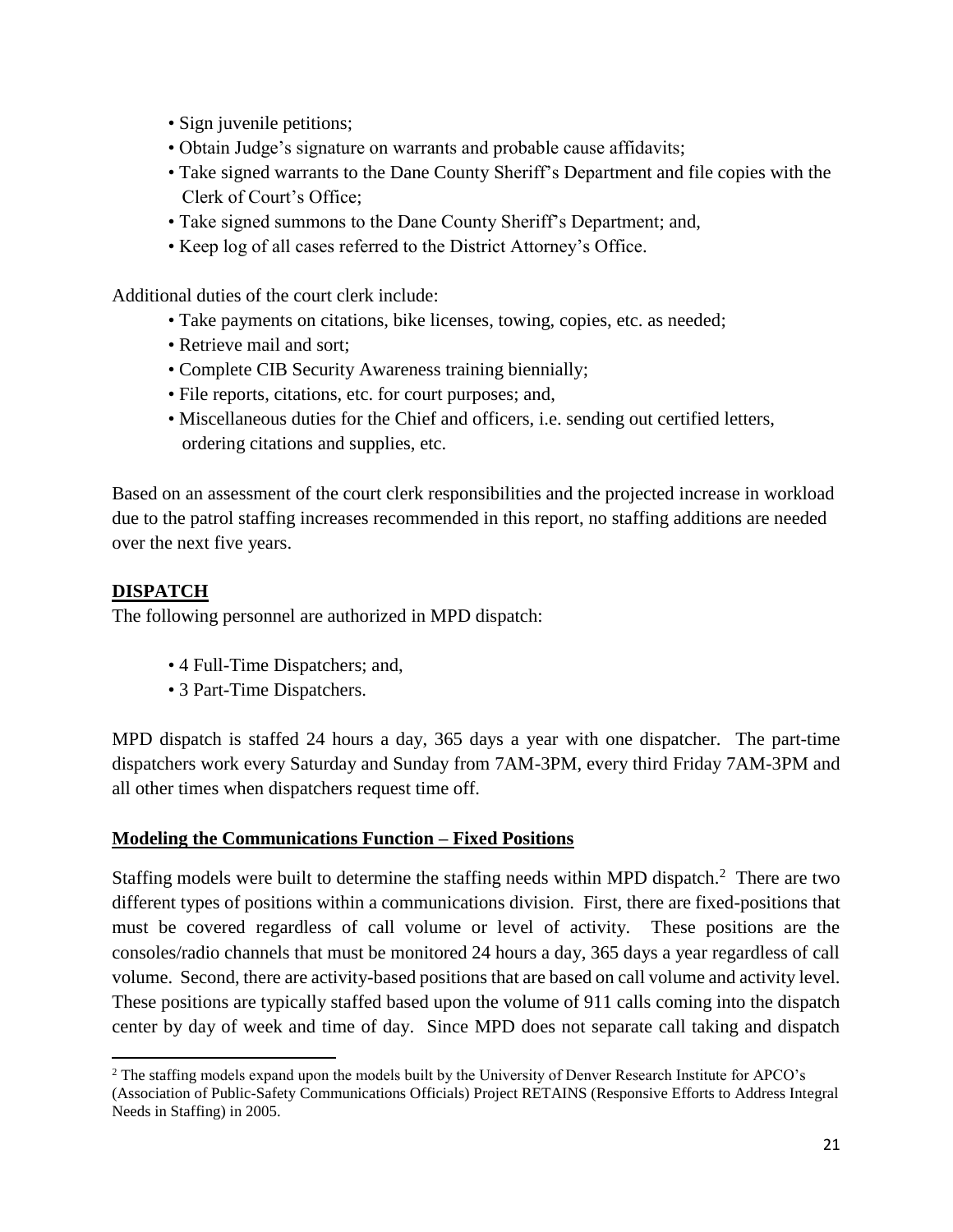- Sign juvenile petitions;
- Obtain Judge's signature on warrants and probable cause affidavits;
- Take signed warrants to the Dane County Sheriff's Department and file copies with the Clerk of Court's Office;
- Take signed summons to the Dane County Sheriff's Department; and,
- Keep log of all cases referred to the District Attorney's Office.

Additional duties of the court clerk include:

- Take payments on citations, bike licenses, towing, copies, etc. as needed;
- Retrieve mail and sort;
- Complete CIB Security Awareness training biennially;
- File reports, citations, etc. for court purposes; and,
- Miscellaneous duties for the Chief and officers, i.e. sending out certified letters, ordering citations and supplies, etc.

Based on an assessment of the court clerk responsibilities and the projected increase in workload due to the patrol staffing increases recommended in this report, no staffing additions are needed over the next five years.

## DISPATCH

The following personnel are authorized in MPD dispatch:

- 4 Full-Time Dispatchers; and,
- 3 Part-Time Dispatchers.

MPD dispatch is staffed 24 hours a day, 365 days a year with one dispatcher. The part-time dispatchers work every Saturday and Sunday from 7AM-3PM, every third Friday 7AM-3PM and all other times when dispatchers request time off.

### Modeling the Communications Function – Fixed Positions

Staffing models were built to determine the staffing needs within MPD dispatch.[2] There are two different types of positions within a communications division. First, there are fixed-positions that must be covered regardless of call volume or level of activity. These positions are the consoles/radio channels that must be monitored 24 hours a day, 365 days a year regardless of call volume. Second, there are activity-based positions that are based on call volume and activity level. These positions are typically staffed based upon the volume of 911 calls coming into the dispatch center by day of week and time of day. Since MPD does not separate call taking and dispatch

[2] The staffing models expand upon the models built by the University of Denver Research Institute for APCO's (Association of Public-Safety Communications Officials) Project RETAINS (Responsive Efforts to Address Integral Needs in Staffing) in 2005.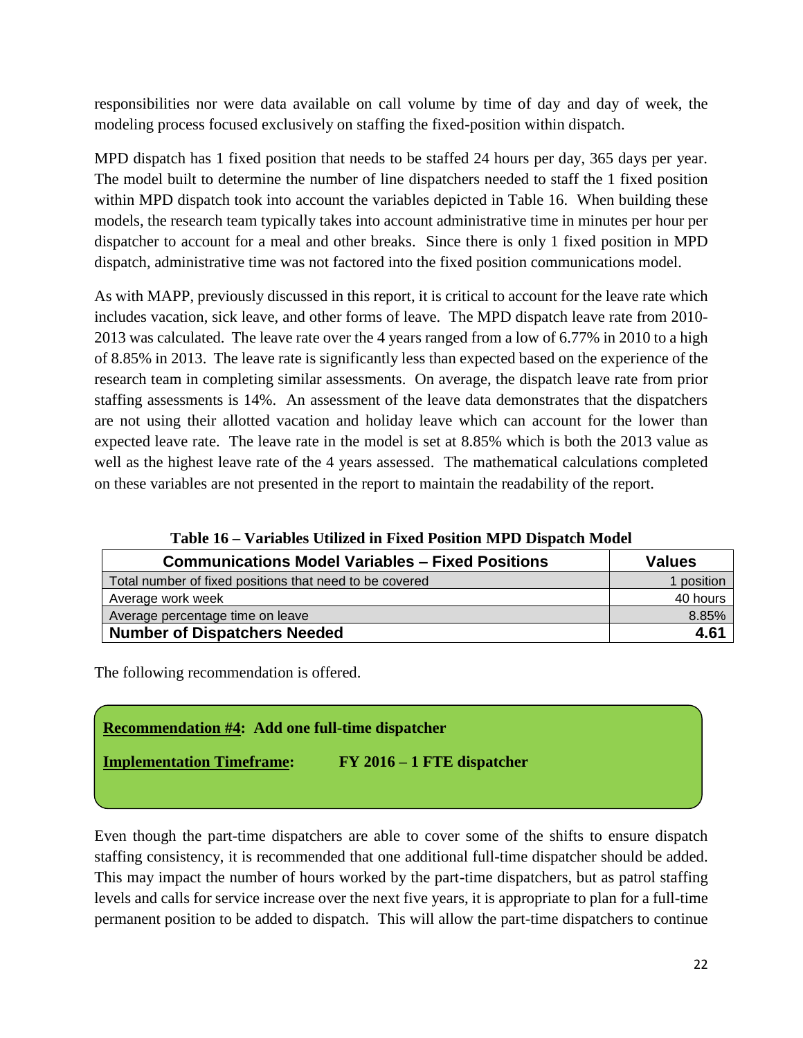responsibilities nor were data available on call volume by time of day and day of week, the modeling process focused exclusively on staffing the fixed-position within dispatch.

MPD dispatch has 1 fixed position that needs to be staffed 24 hours per day, 365 days per year. The model built to determine the number of line dispatchers needed to staff the 1 fixed position within MPD dispatch took into account the variables depicted in Table 16. When building these models, the research team typically takes into account administrative time in minutes per hour per dispatcher to account for a meal and other breaks. Since there is only 1 fixed position in MPD dispatch, administrative time was not factored into the fixed position communications model.

As with MAPP, previously discussed in this report, it is critical to account for the leave rate which includes vacation, sick leave, and other forms of leave. The MPD dispatch leave rate from 2010-2013 was calculated. The leave rate over the 4 years ranged from a low of 6.77% in 2010 to a high of 8.85% in 2013. The leave rate is significantly less than expected based on the experience of the research team in completing similar assessments. On average, the dispatch leave rate from prior staffing assessments is 14%. An assessment of the leave data demonstrates that the dispatchers are not using their allotted vacation and holiday leave which can account for the lower than expected leave rate. The leave rate in the model is set at 8.85% which is both the 2013 value as well as the highest leave rate of the 4 years assessed. The mathematical calculations completed on these variables are not presented in the report to maintain the readability of the report.

**Table 16 – Variables Utilized in Fixed Position MPD Dispatch Model**

| Communications Model Variables – Fixed Positions | Values |
|---|---|
| Total number of fixed positions that need to be covered | 1 position |
| Average work week | 40 hours |
| Average percentage time on leave | 8.85% |
| **Number of Dispatchers Needed** | **4.61** |

The following recommendation is offered.

**Recommendation #4: Add one full-time dispatcher**

**Implementation Timeframe: FY 2016 – 1 FTE dispatcher**

Even though the part-time dispatchers are able to cover some of the shifts to ensure dispatch staffing consistency, it is recommended that one additional full-time dispatcher should be added. This may impact the number of hours worked by the part-time dispatchers, but as patrol staffing levels and calls for service increase over the next five years, it is appropriate to plan for a full-time permanent position to be added to dispatch. This will allow the part-time dispatchers to continue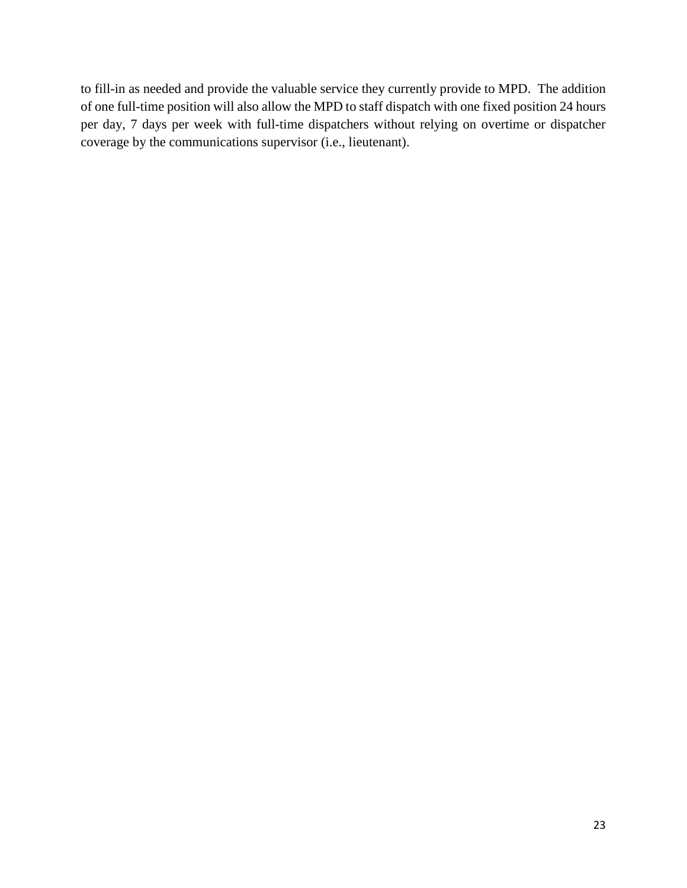to fill-in as needed and provide the valuable service they currently provide to MPD. The addition of one full-time position will also allow the MPD to staff dispatch with one fixed position 24 hours per day, 7 days per week with full-time dispatchers without relying on overtime or dispatcher coverage by the communications supervisor (i.e., lieutenant).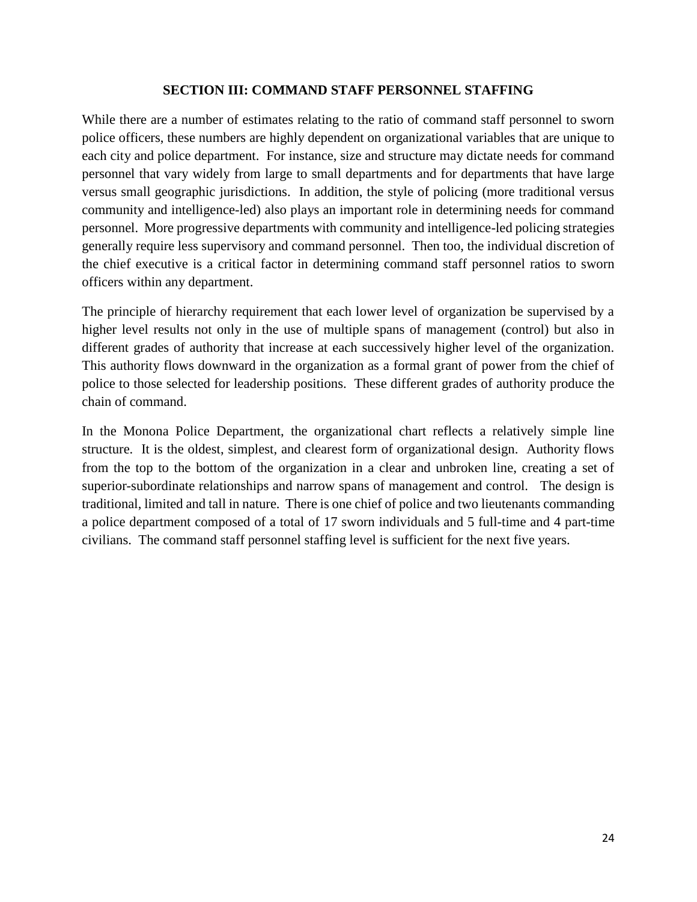## SECTION III: COMMAND STAFF PERSONNEL STAFFING

While there are a number of estimates relating to the ratio of command staff personnel to sworn police officers, these numbers are highly dependent on organizational variables that are unique to each city and police department. For instance, size and structure may dictate needs for command personnel that vary widely from large to small departments and for departments that have large versus small geographic jurisdictions. In addition, the style of policing (more traditional versus community and intelligence-led) also plays an important role in determining needs for command personnel. More progressive departments with community and intelligence-led policing strategies generally require less supervisory and command personnel. Then too, the individual discretion of the chief executive is a critical factor in determining command staff personnel ratios to sworn officers within any department.

The principle of hierarchy requirement that each lower level of organization be supervised by a higher level results not only in the use of multiple spans of management (control) but also in different grades of authority that increase at each successively higher level of the organization. This authority flows downward in the organization as a formal grant of power from the chief of police to those selected for leadership positions. These different grades of authority produce the chain of command.

In the Monona Police Department, the organizational chart reflects a relatively simple line structure. It is the oldest, simplest, and clearest form of organizational design. Authority flows from the top to the bottom of the organization in a clear and unbroken line, creating a set of superior-subordinate relationships and narrow spans of management and control. The design is traditional, limited and tall in nature. There is one chief of police and two lieutenants commanding a police department composed of a total of 17 sworn individuals and 5 full-time and 4 part-time civilians. The command staff personnel staffing level is sufficient for the next five years.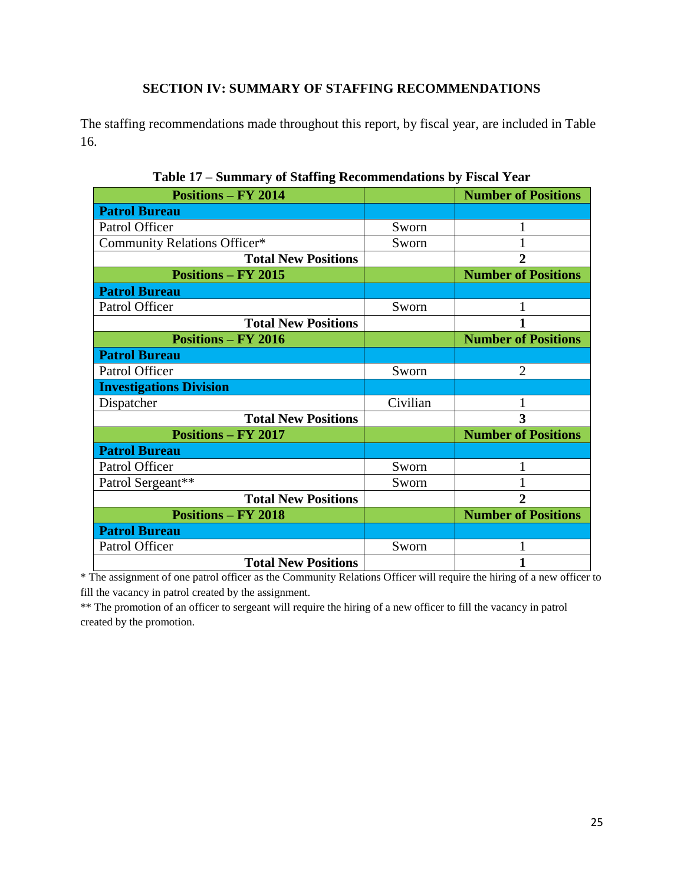## SECTION IV: SUMMARY OF STAFFING RECOMMENDATIONS

The staffing recommendations made throughout this report, by fiscal year, are included in Table 16.

**Table 17 – Summary of Staffing Recommendations by Fiscal Year**

| **Positions – FY 2014** | | **Number of Positions** |
|---|---|---|
| **Patrol Bureau** | | |
| Patrol Officer | Sworn | 1 |
| Community Relations Officer* | Sworn | 1 |
| **Total New Positions** | | **2** |
| **Positions – FY 2015** | | **Number of Positions** |
| **Patrol Bureau** | | |
| Patrol Officer | Sworn | 1 |
| **Total New Positions** | | **1** |
| **Positions – FY 2016** | | **Number of Positions** |
| **Patrol Bureau** | | |
| Patrol Officer | Sworn | 2 |
| **Investigations Division** | | |
| Dispatcher | Civilian | 1 |
| **Total New Positions** | | **3** |
| **Positions – FY 2017** | | **Number of Positions** |
| **Patrol Bureau** | | |
| Patrol Officer | Sworn | 1 |
| Patrol Sergeant** | Sworn | 1 |
| **Total New Positions** | | **2** |
| **Positions – FY 2018** | | **Number of Positions** |
| **Patrol Bureau** | | |
| Patrol Officer | Sworn | 1 |
| **Total New Positions** | | **1** |

* The assignment of one patrol officer as the Community Relations Officer will require the hiring of a new officer to fill the vacancy in patrol created by the assignment.

** The promotion of an officer to sergeant will require the hiring of a new officer to fill the vacancy in patrol created by the promotion.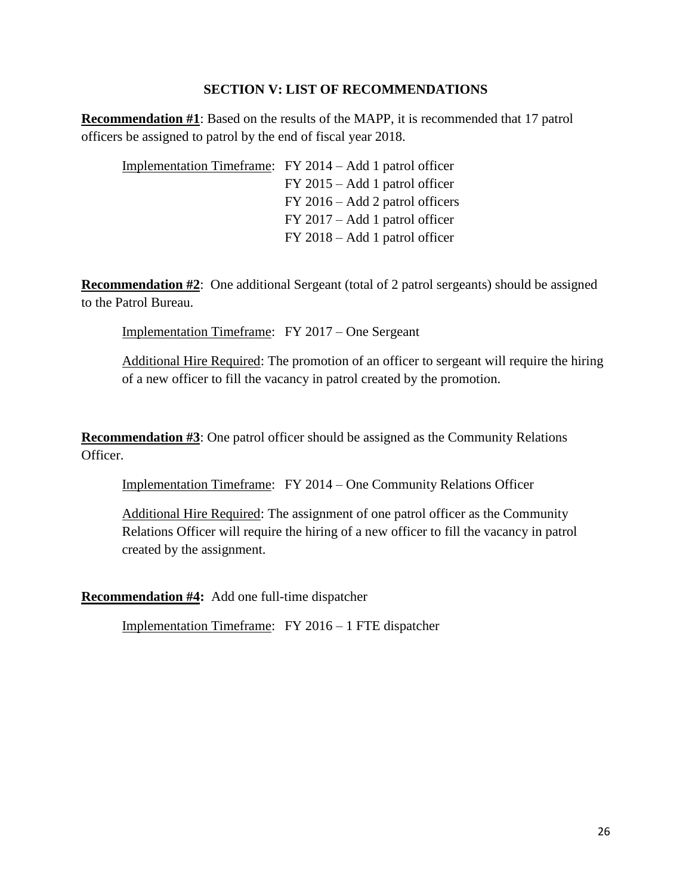## SECTION V: LIST OF RECOMMENDATIONS

**Recommendation #1**: Based on the results of the MAPP, it is recommended that 17 patrol officers be assigned to patrol by the end of fiscal year 2018.

Implementation Timeframe: FY 2014 – Add 1 patrol officer
FY 2015 – Add 1 patrol officer
FY 2016 – Add 2 patrol officers
FY 2017 – Add 1 patrol officer
FY 2018 – Add 1 patrol officer

**Recommendation #2**: One additional Sergeant (total of 2 patrol sergeants) should be assigned to the Patrol Bureau.

Implementation Timeframe: FY 2017 – One Sergeant

Additional Hire Required: The promotion of an officer to sergeant will require the hiring of a new officer to fill the vacancy in patrol created by the promotion.

**Recommendation #3**: One patrol officer should be assigned as the Community Relations Officer.

Implementation Timeframe: FY 2014 – One Community Relations Officer

Additional Hire Required: The assignment of one patrol officer as the Community Relations Officer will require the hiring of a new officer to fill the vacancy in patrol created by the assignment.

**Recommendation #4:** Add one full-time dispatcher

Implementation Timeframe: FY 2016 – 1 FTE dispatcher